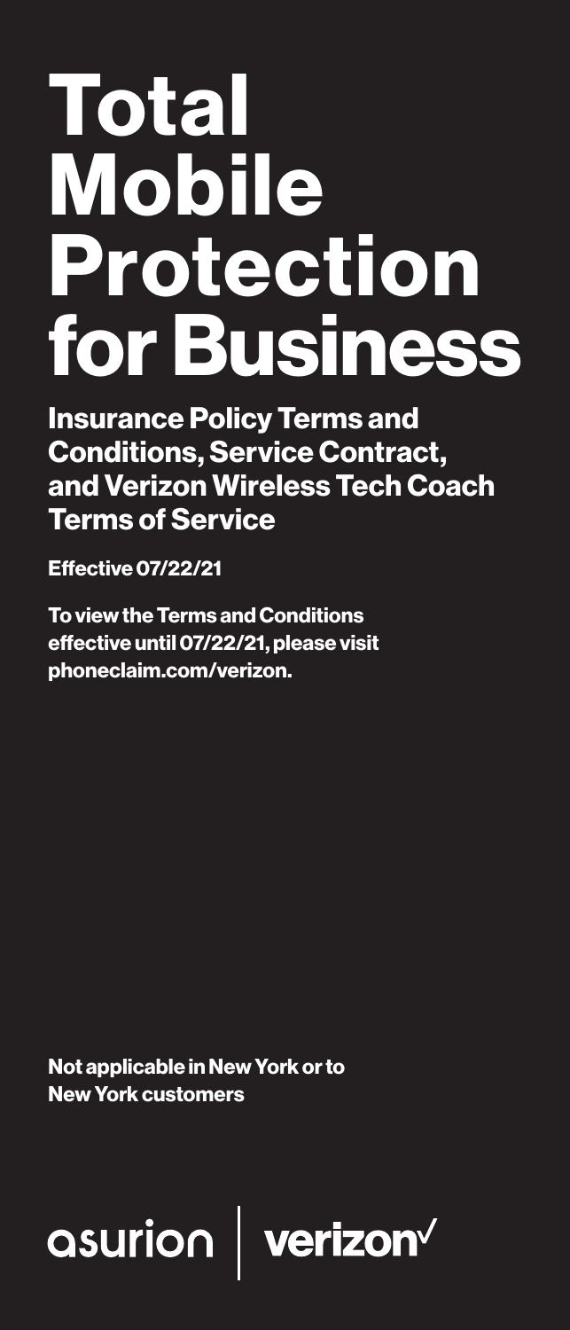# Total Mobile Protection for Business

## Insurance Policy Terms and Conditions, Service Contract, and Verizon Wireless Tech Coach Terms of Service

**Effective 07/22/21**

**To view the Terms and Conditions effective until 07/22/21, please visit phoneclaim.com/verizon.**

**Not applicable in New York or to New York customers**

asurion | verizon✓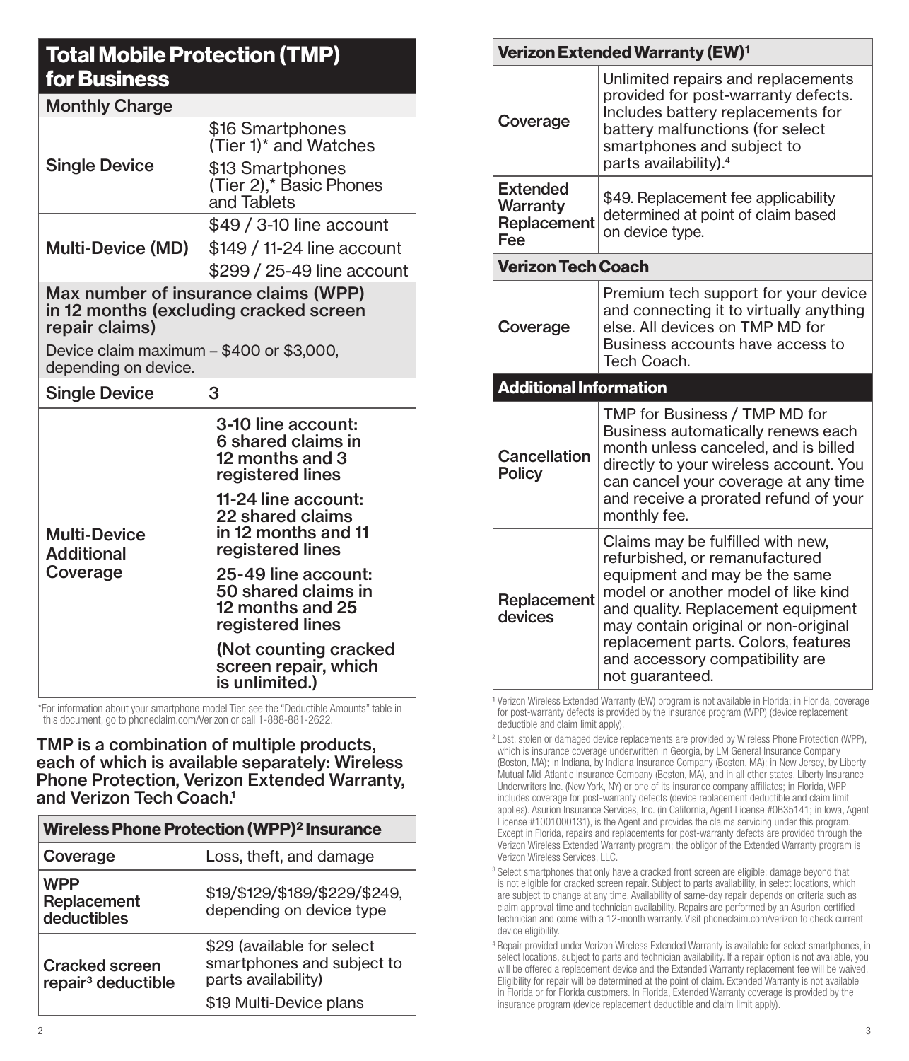## Total Mobile Protection (TMP) for Business

| Monthly Charge | |
|---|---|
| Single Device | $16 Smartphones (Tier 1)* and Watches<br>$13 Smartphones (Tier 2),* Basic Phones and Tablets |
| Multi-Device (MD) | $49 / 3-10 line account<br>$149 / 11-24 line account<br>$299 / 25-49 line account |

| **Max number of insurance claims (WPP) in 12 months (excluding cracked screen repair claims)**<br>Device claim maximum – $400 or $3,000, depending on device. | |
|---|---|
| Single Device | 3 |
| Multi-Device Additional Coverage | **3-10 line account: 6 shared claims in 12 months and 3 registered lines**<br>**11-24 line account: 22 shared claims in 12 months and 11 registered lines**<br>**25-49 line account: 50 shared claims in 12 months and 25 registered lines**<br>**(Not counting cracked screen repair, which is unlimited.)** |

*For information about your smartphone model Tier, see the "Deductible Amounts" table in this document, go to phoneclaim.com/Verizon or call 1-888-881-2622.

**TMP is a combination of multiple products, each of which is available separately: Wireless Phone Protection, Verizon Extended Warranty, and Verizon Tech Coach.[1]**

| Wireless Phone Protection (WPP)[2] Insurance | |
|---|---|
| Coverage | Loss, theft, and damage |
| WPP Replacement deductibles | $19/$129/$189/$229/$249, depending on device type |
| Cracked screen repair[3] deductible | $29 (available for select smartphones and subject to parts availability)<br>$19 Multi-Device plans |

| Verizon Extended Warranty (EW)[1] | |
|---|---|
| Coverage | Unlimited repairs and replacements provided for post-warranty defects. Includes battery replacements for battery malfunctions (for select smartphones and subject to parts availability).[4] |
| Extended Warranty Replacement Fee | $49. Replacement fee applicability determined at point of claim based on device type. |

| Verizon Tech Coach | |
|---|---|
| Coverage | Premium tech support for your device and connecting it to virtually anything else. All devices on TMP MD for Business accounts have access to Tech Coach. |

| Additional Information | |
|---|---|
| Cancellation Policy | TMP for Business / TMP MD for Business automatically renews each month unless canceled, and is billed directly to your wireless account. You can cancel your coverage at any time and receive a prorated refund of your monthly fee. |
| Replacement devices | Claims may be fulfilled with new, refurbished, or remanufactured equipment and may be the same model or another model of like kind and quality. Replacement equipment may contain original or non-original replacement parts. Colors, features and accessory compatibility are not guaranteed. |

[1] Verizon Wireless Extended Warranty (EW) program is not available in Florida; in Florida, coverage for post-warranty defects is provided by the insurance program (WPP) (device replacement deductible and claim limit apply).

[2] Lost, stolen or damaged device replacements are provided by Wireless Phone Protection (WPP), which is insurance coverage underwritten in Georgia, by LM General Insurance Company (Boston, MA); in Indiana, by Indiana Insurance Company (Boston, MA); in New Jersey, by Liberty Mutual Mid-Atlantic Insurance Company (Boston, MA), and in all other states, Liberty Insurance Underwriters Inc. (New York, NY) or one of its insurance company affiliates; in Florida, WPP includes coverage for post-warranty defects (device replacement deductible and claim limit applies). Asurion Insurance Services, Inc. (in California, Agent License #0B35141; in Iowa, Agent License #1001000131), is the Agent and provides the claims servicing under this program. Except in Florida, repairs and replacements for post-warranty defects are provided through the Verizon Wireless Extended Warranty program; the obligor of the Extended Warranty program is Verizon Wireless Services, LLC.

[3] Select smartphones that only have a cracked front screen are eligible; damage beyond that is not eligible for cracked screen repair. Subject to parts availability, in select locations, which are subject to change at any time. Availability of same-day repair depends on criteria such as claim approval time and technician availability. Repairs are performed by an Asurion-certified technician and come with a 12-month warranty. Visit phoneclaim.com/verizon to check current device eligibility.

[4] Repair provided under Verizon Wireless Extended Warranty is available for select smartphones, in select locations, subject to parts and technician availability. If a repair option is not available, you will be offered a replacement device and the Extended Warranty replacement fee will be waived. Eligibility for repair will be determined at the point of claim. Extended Warranty is not available in Florida or for Florida customers. In Florida, Extended Warranty coverage is provided by the insurance program (device replacement deductible and claim limit apply).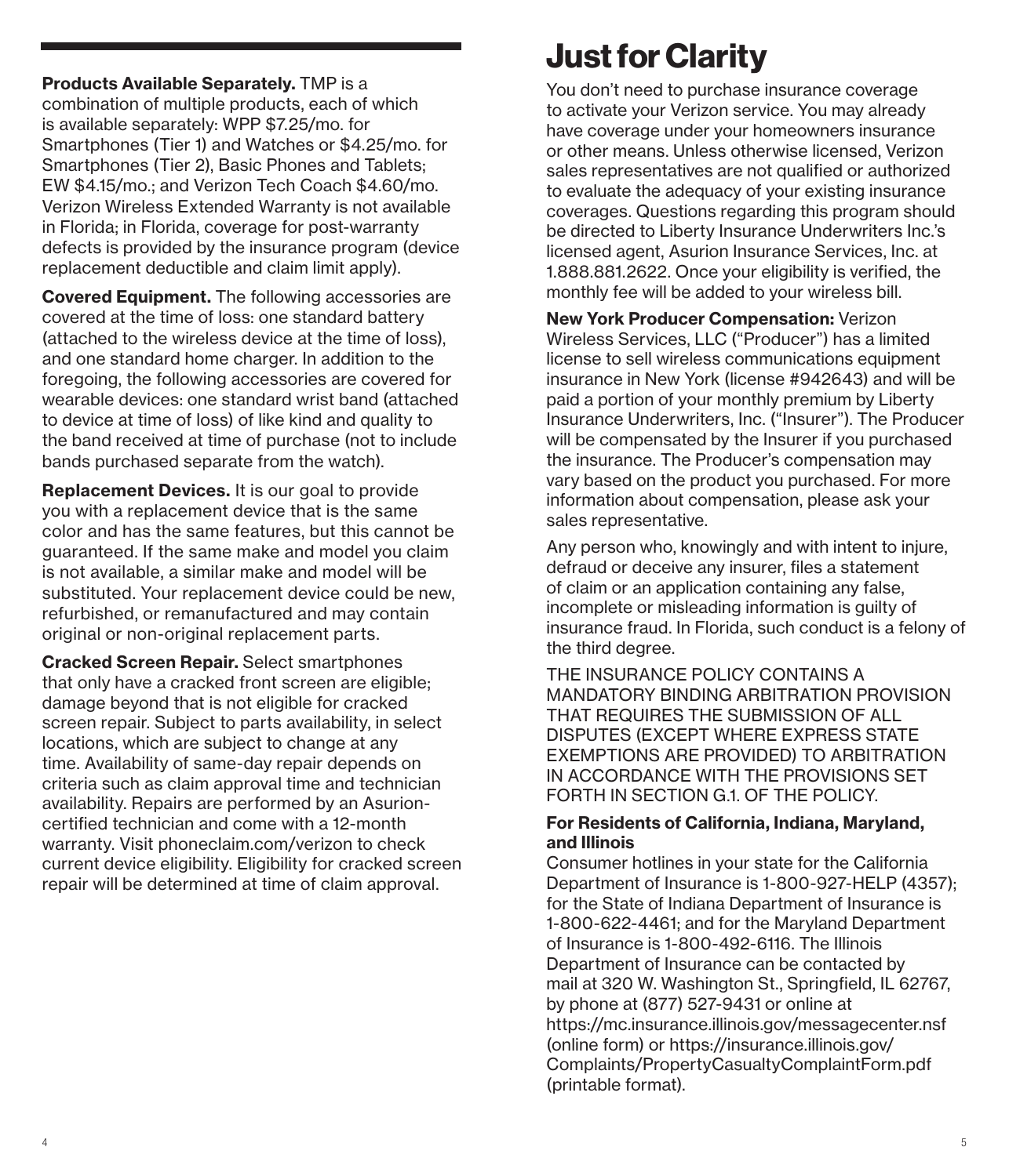**Products Available Separately.** TMP is a combination of multiple products, each of which is available separately: WPP $7.25/mo. for Smartphones (Tier 1) and Watches or $4.25/mo. for Smartphones (Tier 2), Basic Phones and Tablets; EW $4.15/mo.; and Verizon Tech Coach $4.60/mo. Verizon Wireless Extended Warranty is not available in Florida; in Florida, coverage for post-warranty defects is provided by the insurance program (device replacement deductible and claim limit apply).

**Covered Equipment.** The following accessories are covered at the time of loss: one standard battery (attached to the wireless device at the time of loss), and one standard home charger. In addition to the foregoing, the following accessories are covered for wearable devices: one standard wrist band (attached to device at time of loss) of like kind and quality to the band received at time of purchase (not to include bands purchased separate from the watch).

**Replacement Devices.** It is our goal to provide you with a replacement device that is the same color and has the same features, but this cannot be guaranteed. If the same make and model you claim is not available, a similar make and model will be substituted. Your replacement device could be new, refurbished, or remanufactured and may contain original or non-original replacement parts.

**Cracked Screen Repair.** Select smartphones that only have a cracked front screen are eligible; damage beyond that is not eligible for cracked screen repair. Subject to parts availability, in select locations, which are subject to change at any time. Availability of same-day repair depends on criteria such as claim approval time and technician availability. Repairs are performed by an Asurion-certified technician and come with a 12-month warranty. Visit phoneclaim.com/verizon to check current device eligibility. Eligibility for cracked screen repair will be determined at time of claim approval.

# Just for Clarity

You don't need to purchase insurance coverage to activate your Verizon service. You may already have coverage under your homeowners insurance or other means. Unless otherwise licensed, Verizon sales representatives are not qualified or authorized to evaluate the adequacy of your existing insurance coverages. Questions regarding this program should be directed to Liberty Insurance Underwriters Inc.'s licensed agent, Asurion Insurance Services, Inc. at 1.888.881.2622. Once your eligibility is verified, the monthly fee will be added to your wireless bill.

**New York Producer Compensation:** Verizon Wireless Services, LLC ("Producer") has a limited license to sell wireless communications equipment insurance in New York (license #942643) and will be paid a portion of your monthly premium by Liberty Insurance Underwriters, Inc. ("Insurer"). The Producer will be compensated by the Insurer if you purchased the insurance. The Producer's compensation may vary based on the product you purchased. For more information about compensation, please ask your sales representative.

Any person who, knowingly and with intent to injure, defraud or deceive any insurer, files a statement of claim or an application containing any false, incomplete or misleading information is guilty of insurance fraud. In Florida, such conduct is a felony of the third degree.

THE INSURANCE POLICY CONTAINS A MANDATORY BINDING ARBITRATION PROVISION THAT REQUIRES THE SUBMISSION OF ALL DISPUTES (EXCEPT WHERE EXPRESS STATE EXEMPTIONS ARE PROVIDED) TO ARBITRATION IN ACCORDANCE WITH THE PROVISIONS SET FORTH IN SECTION G.1. OF THE POLICY.

**For Residents of California, Indiana, Maryland, and Illinois**

Consumer hotlines in your state for the California Department of Insurance is 1-800-927-HELP (4357); for the State of Indiana Department of Insurance is 1-800-622-4461; and for the Maryland Department of Insurance is 1-800-492-6116. The Illinois Department of Insurance can be contacted by mail at 320 W. Washington St., Springfield, IL 62767, by phone at (877) 527-9431 or online at https://mc.insurance.illinois.gov/messagecenter.nsf (online form) or https://insurance.illinois.gov/Complaints/PropertyCasualtyComplaintForm.pdf (printable format).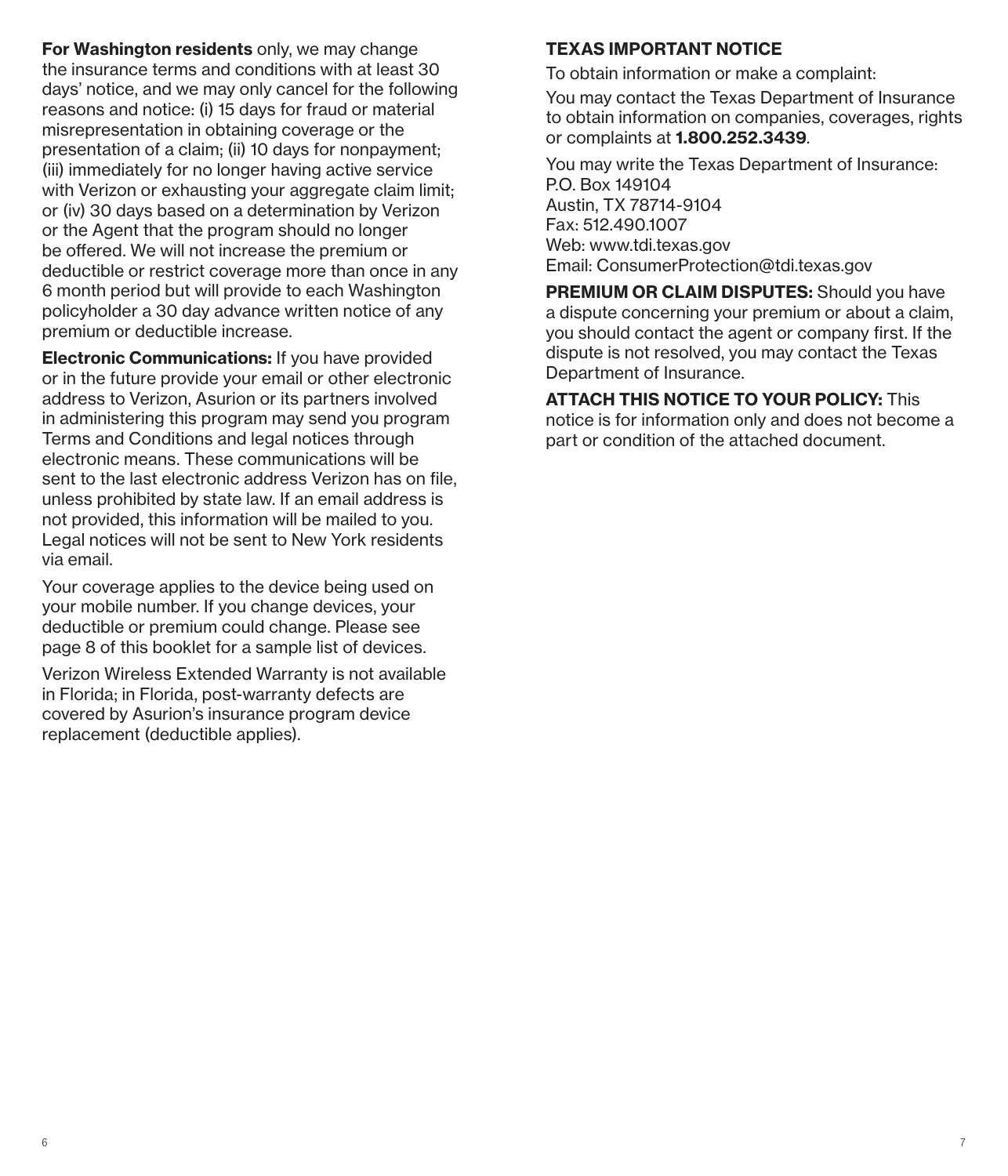**For Washington residents** only, we may change the insurance terms and conditions with at least 30 days' notice, and we may only cancel for the following reasons and notice: (i) 15 days for fraud or material misrepresentation in obtaining coverage or the presentation of a claim; (ii) 10 days for nonpayment; (iii) immediately for no longer having active service with Verizon or exhausting your aggregate claim limit; or (iv) 30 days based on a determination by Verizon or the Agent that the program should no longer be offered. We will not increase the premium or deductible or restrict coverage more than once in any 6 month period but will provide to each Washington policyholder a 30 day advance written notice of any premium or deductible increase.

**Electronic Communications:** If you have provided or in the future provide your email or other electronic address to Verizon, Asurion or its partners involved in administering this program may send you program Terms and Conditions and legal notices through electronic means. These communications will be sent to the last electronic address Verizon has on file, unless prohibited by state law. If an email address is not provided, this information will be mailed to you. Legal notices will not be sent to New York residents via email.

Your coverage applies to the device being used on your mobile number. If you change devices, your deductible or premium could change. Please see page 8 of this booklet for a sample list of devices.

Verizon Wireless Extended Warranty is not available in Florida; in Florida, post-warranty defects are covered by Asurion's insurance program device replacement (deductible applies).

**TEXAS IMPORTANT NOTICE**

To obtain information or make a complaint:

You may contact the Texas Department of Insurance to obtain information on companies, coverages, rights or complaints at **1.800.252.3439**.

You may write the Texas Department of Insurance:
P.O. Box 149104
Austin, TX 78714-9104
Fax: 512.490.1007
Web: www.tdi.texas.gov
Email: ConsumerProtection@tdi.texas.gov

**PREMIUM OR CLAIM DISPUTES:** Should you have a dispute concerning your premium or about a claim, you should contact the agent or company first. If the dispute is not resolved, you may contact the Texas Department of Insurance.

**ATTACH THIS NOTICE TO YOUR POLICY:** This notice is for information only and does not become a part or condition of the attached document.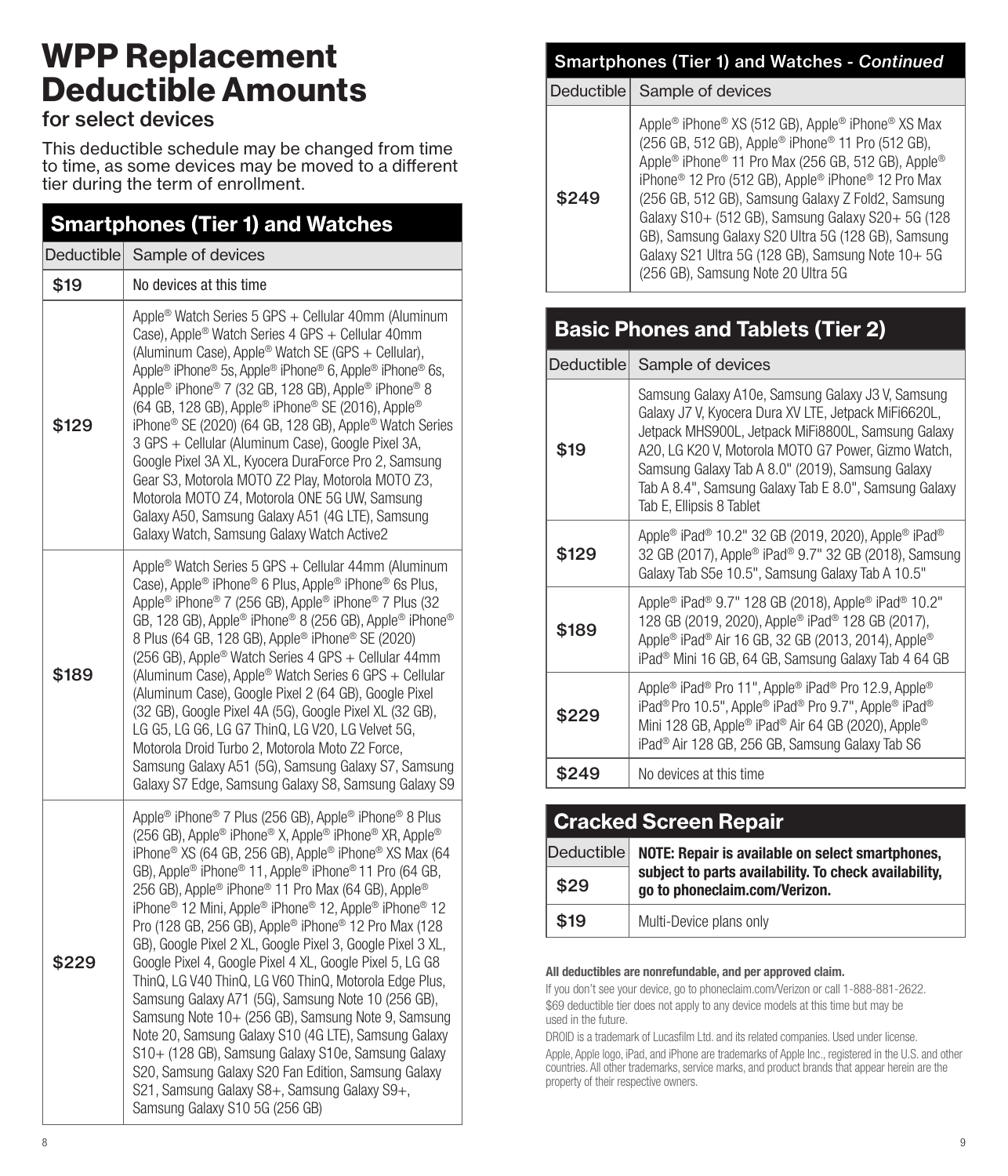# WPP Replacement Deductible Amounts

## for select devices

This deductible schedule may be changed from time to time, as some devices may be moved to a different tier during the term of enrollment.

## Smartphones (Tier 1) and Watches

| Deductible | Sample of devices |
|---|---|
| $19 | No devices at this time |
| $129 | Apple® Watch Series 5 GPS + Cellular 40mm (Aluminum Case), Apple® Watch Series 4 GPS + Cellular 40mm (Aluminum Case), Apple® Watch SE (GPS + Cellular), Apple® iPhone® 5s, Apple® iPhone® 6, Apple® iPhone® 6s, Apple® iPhone® 7 (32 GB, 128 GB), Apple® iPhone® 8 (64 GB, 128 GB), Apple® iPhone® SE (2016), Apple® iPhone® SE (2020) (64 GB, 128 GB), Apple® Watch Series 3 GPS + Cellular (Aluminum Case), Google Pixel 3A, Google Pixel 3A XL, Kyocera DuraForce Pro 2, Samsung Gear S3, Motorola MOTO Z2 Play, Motorola MOTO Z3, Motorola MOTO Z4, Motorola ONE 5G UW, Samsung Galaxy A50, Samsung Galaxy A51 (4G LTE), Samsung Galaxy Watch, Samsung Galaxy Watch Active2 |
| $189 | Apple® Watch Series 5 GPS + Cellular 44mm (Aluminum Case), Apple® iPhone® 6 Plus, Apple® iPhone® 6s Plus, Apple® iPhone® 7 (256 GB), Apple® iPhone® 7 Plus (32 GB, 128 GB), Apple® iPhone® 8 (256 GB), Apple® iPhone® 8 Plus (64 GB, 128 GB), Apple® iPhone® SE (2020) (256 GB), Apple® Watch Series 4 GPS + Cellular 44mm (Aluminum Case), Apple® Watch Series 6 GPS + Cellular (Aluminum Case), Google Pixel 2 (64 GB), Google Pixel (32 GB), Google Pixel 4A (5G), Google Pixel XL (32 GB), LG G5, LG G6, LG G7 ThinQ, LG V20, LG Velvet 5G, Motorola Droid Turbo 2, Motorola Moto Z2 Force, Samsung Galaxy A51 (5G), Samsung Galaxy S7, Samsung Galaxy S7 Edge, Samsung Galaxy S8, Samsung Galaxy S9 |
| $229 | Apple® iPhone® 7 Plus (256 GB), Apple® iPhone® 8 Plus (256 GB), Apple® iPhone® X, Apple® iPhone® XR, Apple® iPhone® XS (64 GB, 256 GB), Apple® iPhone® XS Max (64 GB), Apple® iPhone® 11, Apple® iPhone® 11 Pro (64 GB, 256 GB), Apple® iPhone® 11 Pro Max (64 GB), Apple® iPhone® 12 Mini, Apple® iPhone® 12, Apple® iPhone® 12 Pro (128 GB, 256 GB), Apple® iPhone® 12 Pro Max (128 GB), Google Pixel 2 XL, Google Pixel 3, Google Pixel 3 XL, Google Pixel 4, Google Pixel 4 XL, Google Pixel 5, LG G8 ThinQ, LG V40 ThinQ, LG V60 ThinQ, Motorola Edge Plus, Samsung Galaxy A71 (5G), Samsung Note 10 (256 GB), Samsung Note 10+ (256 GB), Samsung Note 9, Samsung Note 20, Samsung Galaxy S10 (4G LTE), Samsung Galaxy S10+ (128 GB), Samsung Galaxy S10e, Samsung Galaxy S20, Samsung Galaxy S20 Fan Edition, Samsung Galaxy S21, Samsung Galaxy S8+, Samsung Galaxy S9+, Samsung Galaxy S10 5G (256 GB) |
| $249 | Apple® iPhone® XS (512 GB), Apple® iPhone® XS Max (256 GB, 512 GB), Apple® iPhone® 11 Pro (512 GB), Apple® iPhone® 11 Pro Max (256 GB, 512 GB), Apple® iPhone® 12 Pro (512 GB), Apple® iPhone® 12 Pro Max (256 GB, 512 GB), Samsung Galaxy Z Fold2, Samsung Galaxy S10+ (512 GB), Samsung Galaxy S20+ 5G (128 GB), Samsung Galaxy S20 Ultra 5G (128 GB), Samsung Galaxy S21 Ultra 5G (128 GB), Samsung Note 10+ 5G (256 GB), Samsung Note 20 Ultra 5G |

## Basic Phones and Tablets (Tier 2)

| Deductible | Sample of devices |
|---|---|
| $19 | Samsung Galaxy A10e, Samsung Galaxy J3 V, Samsung Galaxy J7 V, Kyocera Dura XV LTE, Jetpack MiFi6620L, Jetpack MHS900L, Jetpack MiFi8800L, Samsung Galaxy A20, LG K20 V, Motorola MOTO G7 Power, Gizmo Watch, Samsung Galaxy Tab A 8.0" (2019), Samsung Galaxy Tab A 8.4", Samsung Galaxy Tab E 8.0", Samsung Galaxy Tab E, Ellipsis 8 Tablet |
| $129 | Apple® iPad® 10.2" 32 GB (2019, 2020), Apple® iPad® 32 GB (2017), Apple® iPad® 9.7" 32 GB (2018), Samsung Galaxy Tab S5e 10.5", Samsung Galaxy Tab A 10.5" |
| $189 | Apple® iPad® 9.7" 128 GB (2018), Apple® iPad® 10.2" 128 GB (2019, 2020), Apple® iPad® 128 GB (2017), Apple® iPad® Air 16 GB, 32 GB (2013, 2014), Apple® iPad® Mini 16 GB, 64 GB, Samsung Galaxy Tab 4 64 GB |
| $229 | Apple® iPad® Pro 11", Apple® iPad® Pro 12.9, Apple® iPad® Pro 10.5", Apple® iPad® Pro 9.7", Apple® iPad® Mini 128 GB, Apple® iPad® Air 64 GB (2020), Apple® iPad® Air 128 GB, 256 GB, Samsung Galaxy Tab S6 |
| $249 | No devices at this time |

## Cracked Screen Repair

| Deductible | **NOTE: Repair is available on select smartphones, subject to parts availability. To check availability, go to phoneclaim.com/Verizon.** |
|---|---|
| $29 | |
| $19 | Multi-Device plans only |

**All deductibles are nonrefundable, and per approved claim.**

If you don't see your device, go to phoneclaim.com/Verizon or call 1-888-881-2622.

$69 deductible tier does not apply to any device models at this time but may be used in the future.

DROID is a trademark of Lucasfilm Ltd. and its related companies. Used under license.

Apple, Apple logo, iPad, and iPhone are trademarks of Apple Inc., registered in the U.S. and other countries. All other trademarks, service marks, and product brands that appear herein are the property of their respective owners.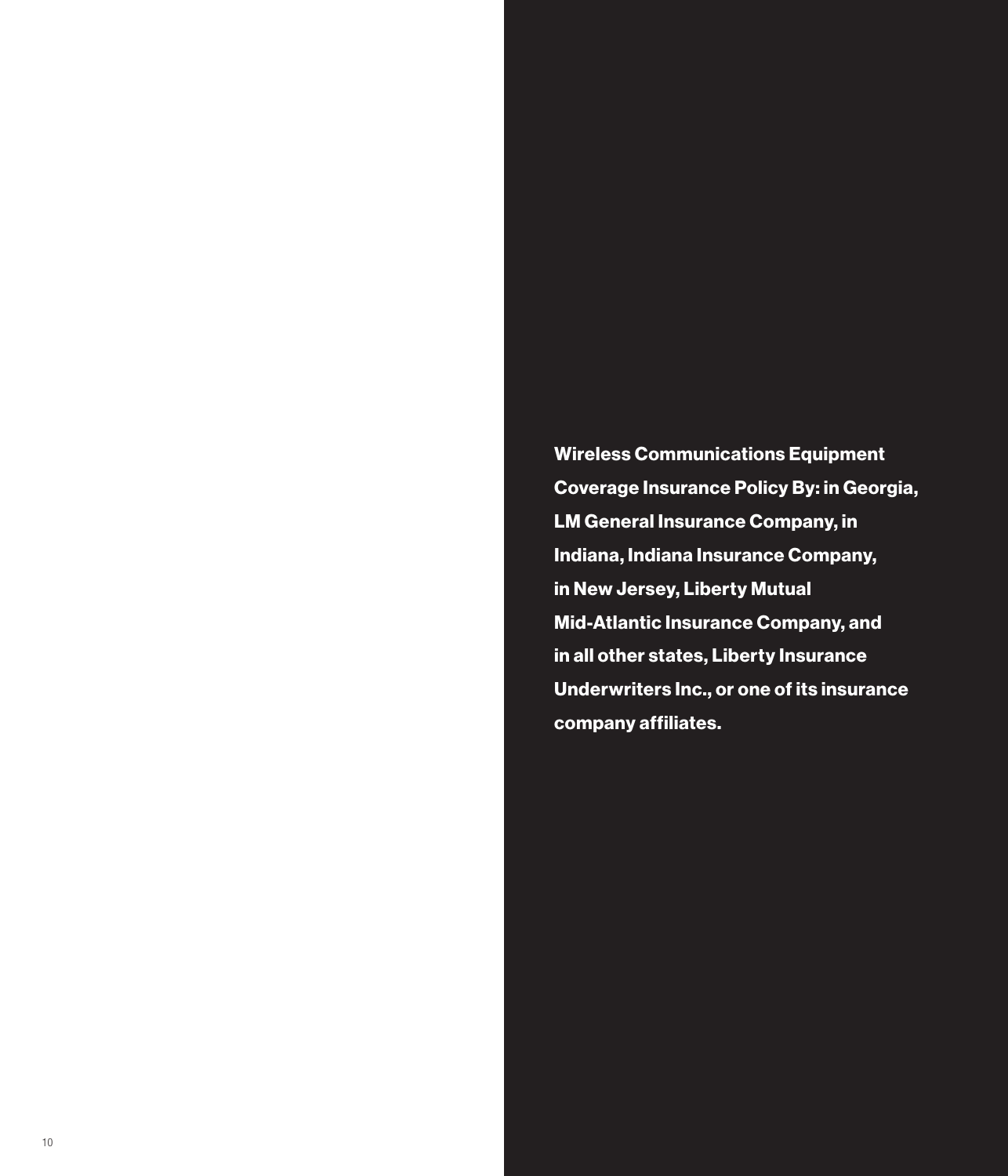**Wireless Communications Equipment Coverage Insurance Policy By: in Georgia, LM General Insurance Company, in Indiana, Indiana Insurance Company, in New Jersey, Liberty Mutual Mid-Atlantic Insurance Company, and in all other states, Liberty Insurance Underwriters Inc., or one of its insurance company affiliates.**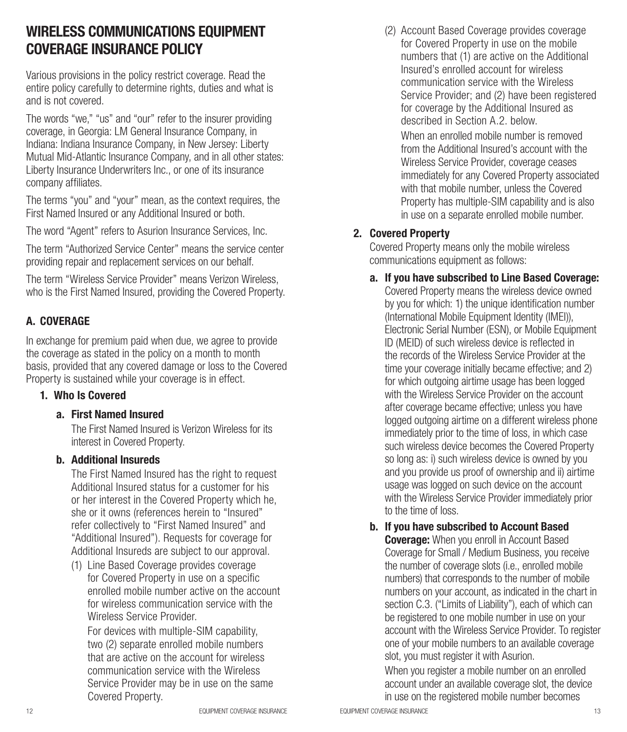# WIRELESS COMMUNICATIONS EQUIPMENT COVERAGE INSURANCE POLICY

Various provisions in the policy restrict coverage. Read the entire policy carefully to determine rights, duties and what is and is not covered.

The words "we," "us" and "our" refer to the insurer providing coverage, in Georgia: LM General Insurance Company, in Indiana: Indiana Insurance Company, in New Jersey: Liberty Mutual Mid-Atlantic Insurance Company, and in all other states: Liberty Insurance Underwriters Inc., or one of its insurance company affiliates.

The terms "you" and "your" mean, as the context requires, the First Named Insured or any Additional Insured or both.

The word "Agent" refers to Asurion Insurance Services, Inc.

The term "Authorized Service Center" means the service center providing repair and replacement services on our behalf.

The term "Wireless Service Provider" means Verizon Wireless, who is the First Named Insured, providing the Covered Property.

## A. COVERAGE

In exchange for premium paid when due, we agree to provide the coverage as stated in the policy on a month to month basis, provided that any covered damage or loss to the Covered Property is sustained while your coverage is in effect.

### 1. Who Is Covered

#### a. First Named Insured

The First Named Insured is Verizon Wireless for its interest in Covered Property.

#### b. Additional Insureds

The First Named Insured has the right to request Additional Insured status for a customer for his or her interest in the Covered Property which he, she or it owns (references herein to "Insured" refer collectively to "First Named Insured" and "Additional Insured"). Requests for coverage for Additional Insureds are subject to our approval.

(1) Line Based Coverage provides coverage for Covered Property in use on a specific enrolled mobile number active on the account for wireless communication service with the Wireless Service Provider.

For devices with multiple-SIM capability, two (2) separate enrolled mobile numbers that are active on the account for wireless communication service with the Wireless Service Provider may be in use on the same Covered Property.

(2) Account Based Coverage provides coverage for Covered Property in use on the mobile numbers that (1) are active on the Additional Insured's enrolled account for wireless communication service with the Wireless Service Provider; and (2) have been registered for coverage by the Additional Insured as described in Section A.2. below.

When an enrolled mobile number is removed from the Additional Insured's account with the Wireless Service Provider, coverage ceases immediately for any Covered Property associated with that mobile number, unless the Covered Property has multiple-SIM capability and is also in use on a separate enrolled mobile number.

### 2. Covered Property

Covered Property means only the mobile wireless communications equipment as follows:

**a. If you have subscribed to Line Based Coverage:** Covered Property means the wireless device owned by you for which: 1) the unique identification number (International Mobile Equipment Identity (IMEI)), Electronic Serial Number (ESN), or Mobile Equipment ID (MEID) of such wireless device is reflected in the records of the Wireless Service Provider at the time your coverage initially became effective; and 2) for which outgoing airtime usage has been logged with the Wireless Service Provider on the account after coverage became effective; unless you have logged outgoing airtime on a different wireless phone immediately prior to the time of loss, in which case such wireless device becomes the Covered Property so long as: i) such wireless device is owned by you and you provide us proof of ownership and ii) airtime usage was logged on such device on the account with the Wireless Service Provider immediately prior to the time of loss.

**b. If you have subscribed to Account Based Coverage:** When you enroll in Account Based Coverage for Small / Medium Business, you receive the number of coverage slots (i.e., enrolled mobile numbers) that corresponds to the number of mobile numbers on your account, as indicated in the chart in section C.3. ("Limits of Liability"), each of which can be registered to one mobile number in use on your account with the Wireless Service Provider. To register one of your mobile numbers to an available coverage slot, you must register it with Asurion.

When you register a mobile number on an enrolled account under an available coverage slot, the device in use on the registered mobile number becomes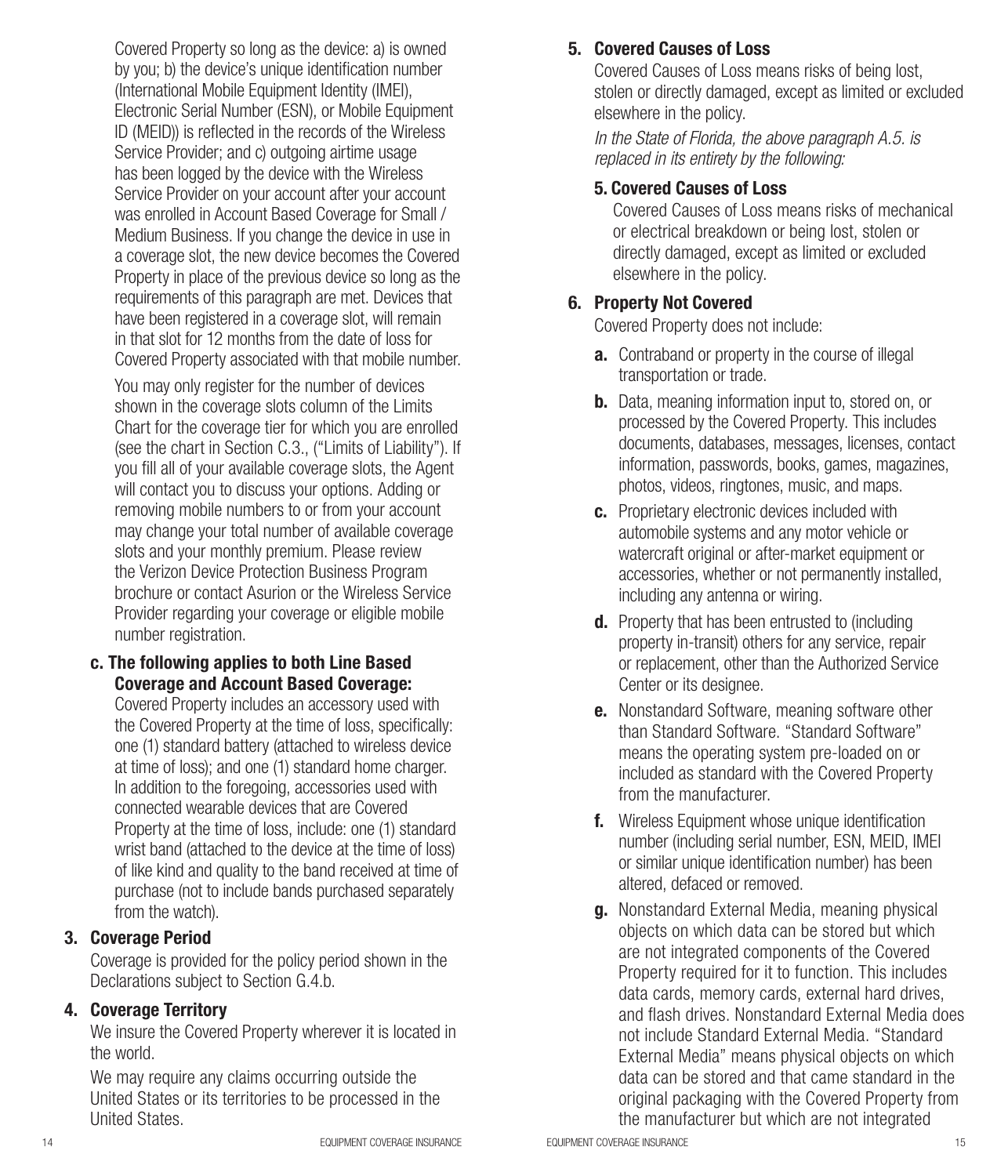Covered Property so long as the device: a) is owned by you; b) the device's unique identification number (International Mobile Equipment Identity (IMEI), Electronic Serial Number (ESN), or Mobile Equipment ID (MEID)) is reflected in the records of the Wireless Service Provider; and c) outgoing airtime usage has been logged by the device with the Wireless Service Provider on your account after your account was enrolled in Account Based Coverage for Small / Medium Business. If you change the device in use in a coverage slot, the new device becomes the Covered Property in place of the previous device so long as the requirements of this paragraph are met. Devices that have been registered in a coverage slot, will remain in that slot for 12 months from the date of loss for Covered Property associated with that mobile number.

You may only register for the number of devices shown in the coverage slots column of the Limits Chart for the coverage tier for which you are enrolled (see the chart in Section C.3., ("Limits of Liability"). If you fill all of your available coverage slots, the Agent will contact you to discuss your options. Adding or removing mobile numbers to or from your account may change your total number of available coverage slots and your monthly premium. Please review the Verizon Device Protection Business Program brochure or contact Asurion or the Wireless Service Provider regarding your coverage or eligible mobile number registration.

**c. The following applies to both Line Based Coverage and Account Based Coverage:**
Covered Property includes an accessory used with the Covered Property at the time of loss, specifically: one (1) standard battery (attached to wireless device at time of loss); and one (1) standard home charger. In addition to the foregoing, accessories used with connected wearable devices that are Covered Property at the time of loss, include: one (1) standard wrist band (attached to the device at the time of loss) of like kind and quality to the band received at time of purchase (not to include bands purchased separately from the watch).

**3. Coverage Period**

Coverage is provided for the policy period shown in the Declarations subject to Section G.4.b.

**4. Coverage Territory**

We insure the Covered Property wherever it is located in the world.

We may require any claims occurring outside the United States or its territories to be processed in the United States.

**5. Covered Causes of Loss**

Covered Causes of Loss means risks of being lost, stolen or directly damaged, except as limited or excluded elsewhere in the policy.

*In the State of Florida, the above paragraph A.5. is replaced in its entirety by the following:*

**5. Covered Causes of Loss**

Covered Causes of Loss means risks of mechanical or electrical breakdown or being lost, stolen or directly damaged, except as limited or excluded elsewhere in the policy.

**6. Property Not Covered**

Covered Property does not include:

**a.** Contraband or property in the course of illegal transportation or trade.

**b.** Data, meaning information input to, stored on, or processed by the Covered Property. This includes documents, databases, messages, licenses, contact information, passwords, books, games, magazines, photos, videos, ringtones, music, and maps.

**c.** Proprietary electronic devices included with automobile systems and any motor vehicle or watercraft original or after-market equipment or accessories, whether or not permanently installed, including any antenna or wiring.

**d.** Property that has been entrusted to (including property in-transit) others for any service, repair or replacement, other than the Authorized Service Center or its designee.

**e.** Nonstandard Software, meaning software other than Standard Software. "Standard Software" means the operating system pre-loaded on or included as standard with the Covered Property from the manufacturer.

**f.** Wireless Equipment whose unique identification number (including serial number, ESN, MEID, IMEI or similar unique identification number) has been altered, defaced or removed.

**g.** Nonstandard External Media, meaning physical objects on which data can be stored but which are not integrated components of the Covered Property required for it to function. This includes data cards, memory cards, external hard drives, and flash drives. Nonstandard External Media does not include Standard External Media. "Standard External Media" means physical objects on which data can be stored and that came standard in the original packaging with the Covered Property from the manufacturer but which are not integrated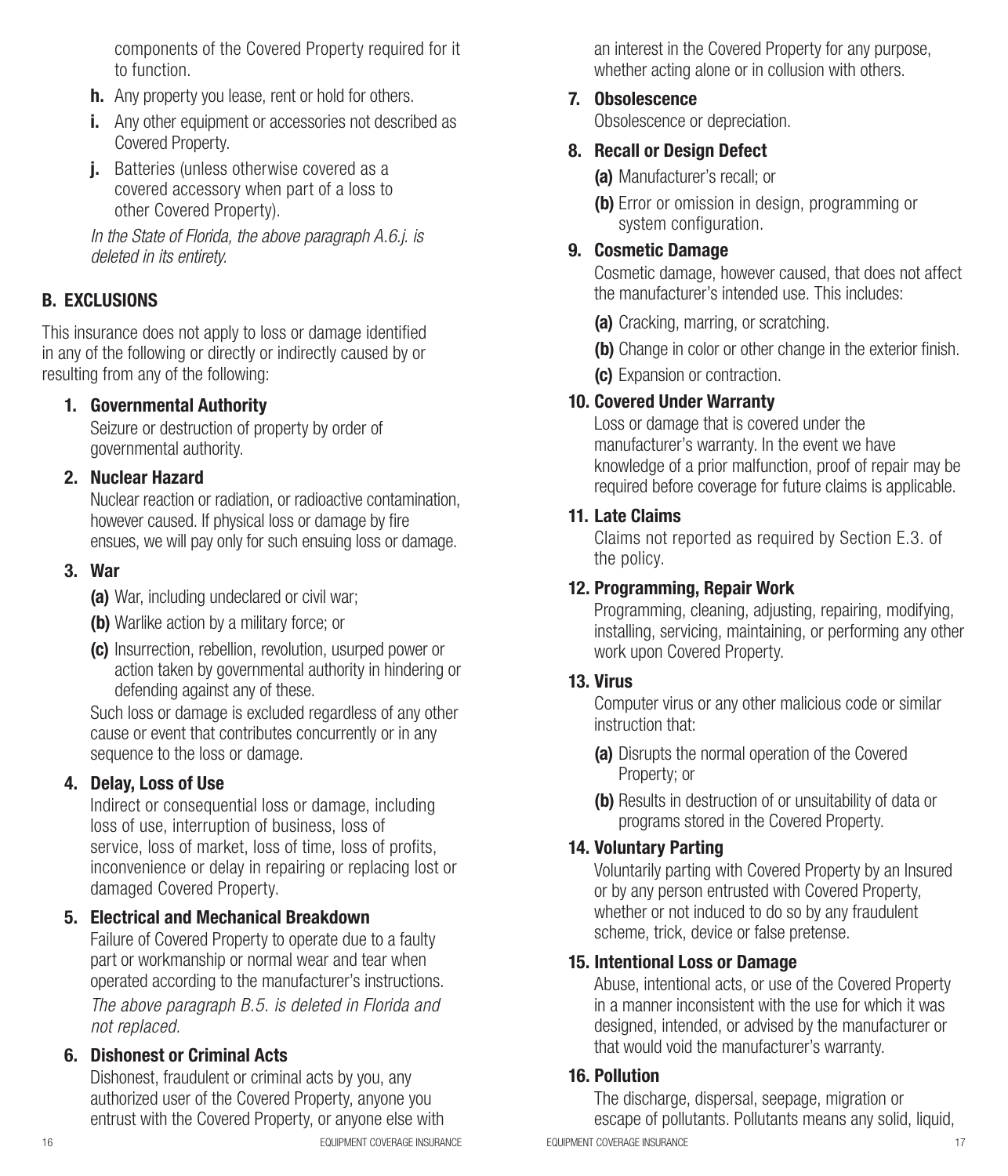components of the Covered Property required for it to function.

**h.** Any property you lease, rent or hold for others.

**i.** Any other equipment or accessories not described as Covered Property.

**j.** Batteries (unless otherwise covered as a covered accessory when part of a loss to other Covered Property).

*In the State of Florida, the above paragraph A.6.j. is deleted in its entirety.*

## B. EXCLUSIONS

This insurance does not apply to loss or damage identified in any of the following or directly or indirectly caused by or resulting from any of the following:

### 1. Governmental Authority

Seizure or destruction of property by order of governmental authority.

### 2. Nuclear Hazard

Nuclear reaction or radiation, or radioactive contamination, however caused. If physical loss or damage by fire ensues, we will pay only for such ensuing loss or damage.

### 3. War

**(a)** War, including undeclared or civil war;

**(b)** Warlike action by a military force; or

**(c)** Insurrection, rebellion, revolution, usurped power or action taken by governmental authority in hindering or defending against any of these.

Such loss or damage is excluded regardless of any other cause or event that contributes concurrently or in any sequence to the loss or damage.

### 4. Delay, Loss of Use

Indirect or consequential loss or damage, including loss of use, interruption of business, loss of service, loss of market, loss of time, loss of profits, inconvenience or delay in repairing or replacing lost or damaged Covered Property.

### 5. Electrical and Mechanical Breakdown

Failure of Covered Property to operate due to a faulty part or workmanship or normal wear and tear when operated according to the manufacturer's instructions.

*The above paragraph B.5. is deleted in Florida and not replaced.*

### 6. Dishonest or Criminal Acts

Dishonest, fraudulent or criminal acts by you, any authorized user of the Covered Property, anyone you entrust with the Covered Property, or anyone else with an interest in the Covered Property for any purpose, whether acting alone or in collusion with others.

### 7. Obsolescence

Obsolescence or depreciation.

### 8. Recall or Design Defect

**(a)** Manufacturer's recall; or

**(b)** Error or omission in design, programming or system configuration.

### 9. Cosmetic Damage

Cosmetic damage, however caused, that does not affect the manufacturer's intended use. This includes:

**(a)** Cracking, marring, or scratching.

**(b)** Change in color or other change in the exterior finish.

**(c)** Expansion or contraction.

### 10. Covered Under Warranty

Loss or damage that is covered under the manufacturer's warranty. In the event we have knowledge of a prior malfunction, proof of repair may be required before coverage for future claims is applicable.

### 11. Late Claims

Claims not reported as required by Section E.3. of the policy.

### 12. Programming, Repair Work

Programming, cleaning, adjusting, repairing, modifying, installing, servicing, maintaining, or performing any other work upon Covered Property.

### 13. Virus

Computer virus or any other malicious code or similar instruction that:

**(a)** Disrupts the normal operation of the Covered Property; or

**(b)** Results in destruction of or unsuitability of data or programs stored in the Covered Property.

### 14. Voluntary Parting

Voluntarily parting with Covered Property by an Insured or by any person entrusted with Covered Property, whether or not induced to do so by any fraudulent scheme, trick, device or false pretense.

### 15. Intentional Loss or Damage

Abuse, intentional acts, or use of the Covered Property in a manner inconsistent with the use for which it was designed, intended, or advised by the manufacturer or that would void the manufacturer's warranty.

### 16. Pollution

The discharge, dispersal, seepage, migration or escape of pollutants. Pollutants means any solid, liquid,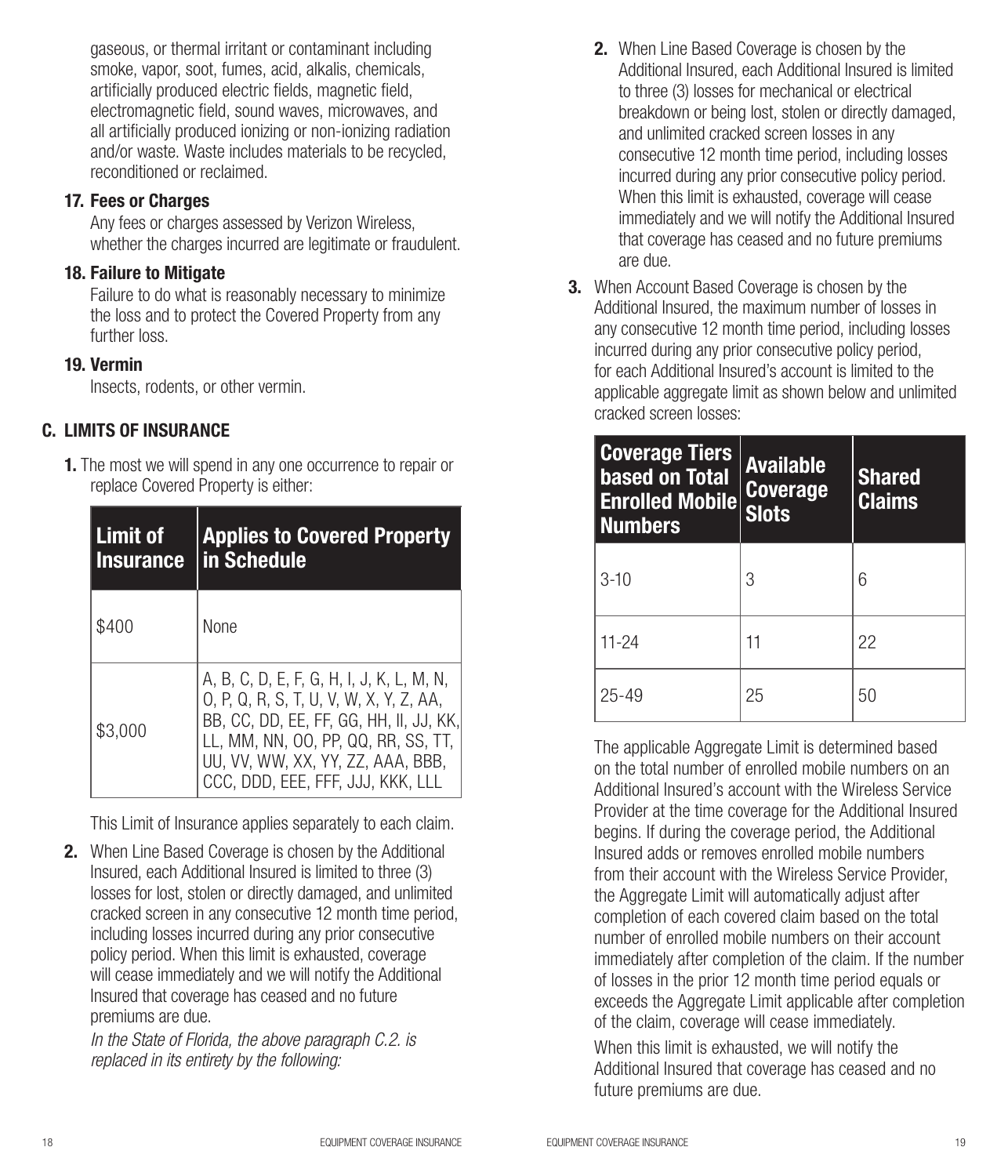gaseous, or thermal irritant or contaminant including smoke, vapor, soot, fumes, acid, alkalis, chemicals, artificially produced electric fields, magnetic field, electromagnetic field, sound waves, microwaves, and all artificially produced ionizing or non-ionizing radiation and/or waste. Waste includes materials to be recycled, reconditioned or reclaimed.

**17. Fees or Charges**

Any fees or charges assessed by Verizon Wireless, whether the charges incurred are legitimate or fraudulent.

**18. Failure to Mitigate**

Failure to do what is reasonably necessary to minimize the loss and to protect the Covered Property from any further loss.

**19. Vermin**

Insects, rodents, or other vermin.

## C. LIMITS OF INSURANCE

**1.** The most we will spend in any one occurrence to repair or replace Covered Property is either:

| Limit of Insurance | Applies to Covered Property in Schedule |
|---|---|
| $400 | None |
| $3,000 | A, B, C, D, E, F, G, H, I, J, K, L, M, N, O, P, Q, R, S, T, U, V, W, X, Y, Z, AA, BB, CC, DD, EE, FF, GG, HH, II, JJ, KK, LL, MM, NN, OO, PP, QQ, RR, SS, TT, UU, VV, WW, XX, YY, ZZ, AAA, BBB, CCC, DDD, EEE, FFF, JJJ, KKK, LLL |

This Limit of Insurance applies separately to each claim.

**2.** When Line Based Coverage is chosen by the Additional Insured, each Additional Insured is limited to three (3) losses for lost, stolen or directly damaged, and unlimited cracked screen in any consecutive 12 month time period, including losses incurred during any prior consecutive policy period. When this limit is exhausted, coverage will cease immediately and we will notify the Additional Insured that coverage has ceased and no future premiums are due.

*In the State of Florida, the above paragraph C.2. is replaced in its entirety by the following:*

**2.** When Line Based Coverage is chosen by the Additional Insured, each Additional Insured is limited to three (3) losses for mechanical or electrical breakdown or being lost, stolen or directly damaged, and unlimited cracked screen losses in any consecutive 12 month time period, including losses incurred during any prior consecutive policy period. When this limit is exhausted, coverage will cease immediately and we will notify the Additional Insured that coverage has ceased and no future premiums are due.

**3.** When Account Based Coverage is chosen by the Additional Insured, the maximum number of losses in any consecutive 12 month time period, including losses incurred during any prior consecutive policy period, for each Additional Insured's account is limited to the applicable aggregate limit as shown below and unlimited cracked screen losses:

| Coverage Tiers based on Total Enrolled Mobile Numbers | Available Coverage Slots | Shared Claims |
|---|---|---|
| 3-10 | 3 | 6 |
| 11-24 | 11 | 22 |
| 25-49 | 25 | 50 |

The applicable Aggregate Limit is determined based on the total number of enrolled mobile numbers on an Additional Insured's account with the Wireless Service Provider at the time coverage for the Additional Insured begins. If during the coverage period, the Additional Insured adds or removes enrolled mobile numbers from their account with the Wireless Service Provider, the Aggregate Limit will automatically adjust after completion of each covered claim based on the total number of enrolled mobile numbers on their account immediately after completion of the claim. If the number of losses in the prior 12 month time period equals or exceeds the Aggregate Limit applicable after completion of the claim, coverage will cease immediately.

When this limit is exhausted, we will notify the Additional Insured that coverage has ceased and no future premiums are due.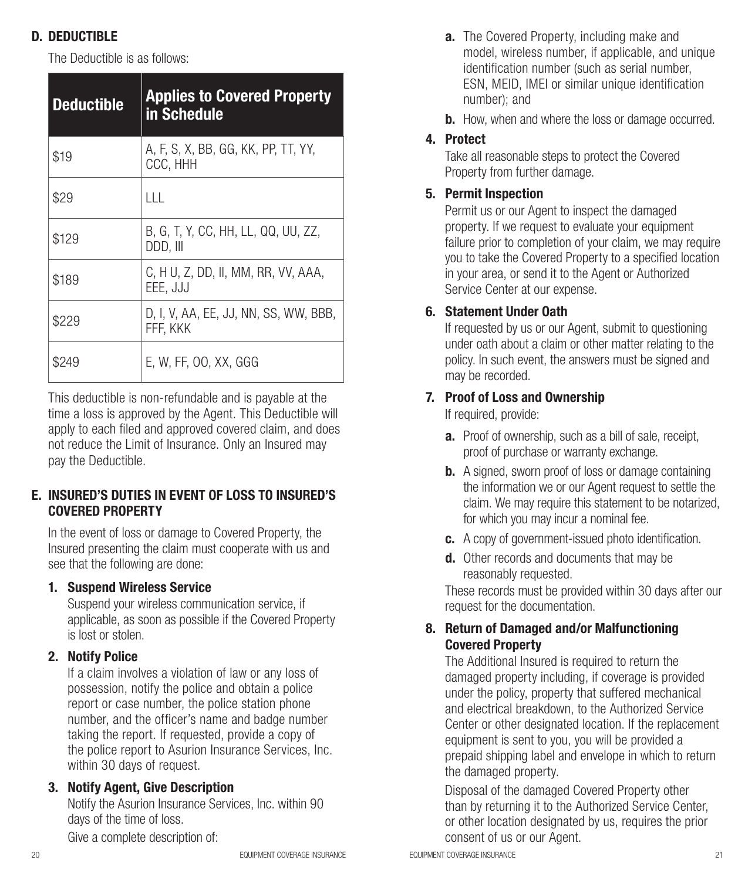## D. DEDUCTIBLE

The Deductible is as follows:

| Deductible | Applies to Covered Property in Schedule |
|---|---|
| $19 | A, F, S, X, BB, GG, KK, PP, TT, YY, CCC, HHH |
| $29 | LLL |
| $129 | B, G, T, Y, CC, HH, LL, QQ, UU, ZZ, DDD, III |
| $189 | C, H U, Z, DD, II, MM, RR, VV, AAA, EEE, JJJ |
| $229 | D, I, V, AA, EE, JJ, NN, SS, WW, BBB, FFF, KKK |
| $249 | E, W, FF, OO, XX, GGG |

This deductible is non-refundable and is payable at the time a loss is approved by the Agent. This Deductible will apply to each filed and approved covered claim, and does not reduce the Limit of Insurance. Only an Insured may pay the Deductible.

## E. INSURED'S DUTIES IN EVENT OF LOSS TO INSURED'S COVERED PROPERTY

In the event of loss or damage to Covered Property, the Insured presenting the claim must cooperate with us and see that the following are done:

### 1. Suspend Wireless Service

Suspend your wireless communication service, if applicable, as soon as possible if the Covered Property is lost or stolen.

### 2. Notify Police

If a claim involves a violation of law or any loss of possession, notify the police and obtain a police report or case number, the police station phone number, and the officer's name and badge number taking the report. If requested, provide a copy of the police report to Asurion Insurance Services, Inc. within 30 days of request.

### 3. Notify Agent, Give Description

Notify the Asurion Insurance Services, Inc. within 90 days of the time of loss.

Give a complete description of:

- **a.** The Covered Property, including make and model, wireless number, if applicable, and unique identification number (such as serial number, ESN, MEID, IMEI or similar unique identification number); and
- **b.** How, when and where the loss or damage occurred.

### 4. Protect

Take all reasonable steps to protect the Covered Property from further damage.

### 5. Permit Inspection

Permit us or our Agent to inspect the damaged property. If we request to evaluate your equipment failure prior to completion of your claim, we may require you to take the Covered Property to a specified location in your area, or send it to the Agent or Authorized Service Center at our expense.

### 6. Statement Under Oath

If requested by us or our Agent, submit to questioning under oath about a claim or other matter relating to the policy. In such event, the answers must be signed and may be recorded.

### 7. Proof of Loss and Ownership

If required, provide:

- **a.** Proof of ownership, such as a bill of sale, receipt, proof of purchase or warranty exchange.
- **b.** A signed, sworn proof of loss or damage containing the information we or our Agent request to settle the claim. We may require this statement to be notarized, for which you may incur a nominal fee.
- **c.** A copy of government-issued photo identification.
- **d.** Other records and documents that may be reasonably requested.

These records must be provided within 30 days after our request for the documentation.

### 8. Return of Damaged and/or Malfunctioning Covered Property

The Additional Insured is required to return the damaged property including, if coverage is provided under the policy, property that suffered mechanical and electrical breakdown, to the Authorized Service Center or other designated location. If the replacement equipment is sent to you, you will be provided a prepaid shipping label and envelope in which to return the damaged property.

Disposal of the damaged Covered Property other than by returning it to the Authorized Service Center, or other location designated by us, requires the prior consent of us or our Agent.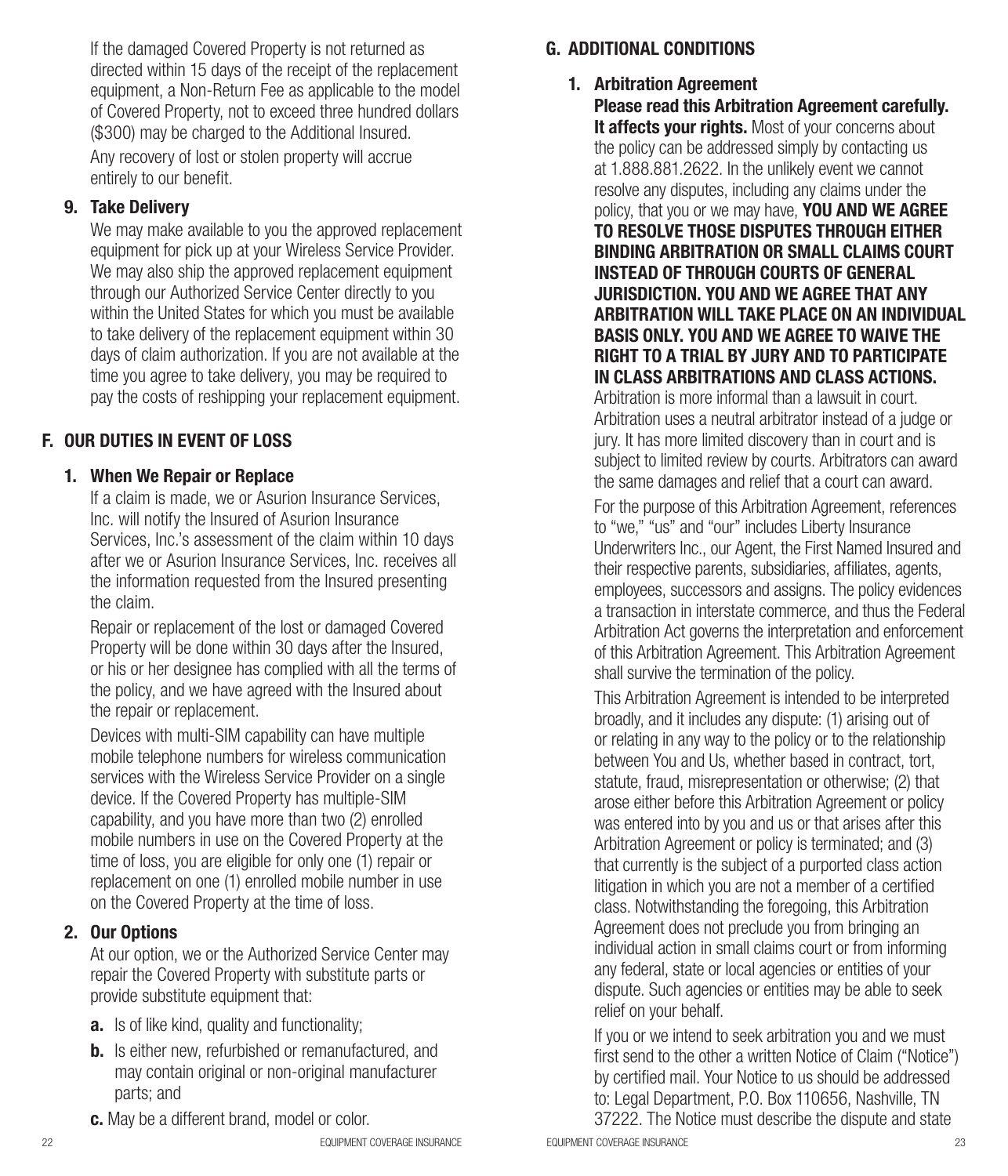If the damaged Covered Property is not returned as directed within 15 days of the receipt of the replacement equipment, a Non-Return Fee as applicable to the model of Covered Property, not to exceed three hundred dollars ($300) may be charged to the Additional Insured.

Any recovery of lost or stolen property will accrue entirely to our benefit.

### 9. Take Delivery

We may make available to you the approved replacement equipment for pick up at your Wireless Service Provider. We may also ship the approved replacement equipment through our Authorized Service Center directly to you within the United States for which you must be available to take delivery of the replacement equipment within 30 days of claim authorization. If you are not available at the time you agree to take delivery, you may be required to pay the costs of reshipping your replacement equipment.

## F. OUR DUTIES IN EVENT OF LOSS

### 1. When We Repair or Replace

If a claim is made, we or Asurion Insurance Services, Inc. will notify the Insured of Asurion Insurance Services, Inc.'s assessment of the claim within 10 days after we or Asurion Insurance Services, Inc. receives all the information requested from the Insured presenting the claim.

Repair or replacement of the lost or damaged Covered Property will be done within 30 days after the Insured, or his or her designee has complied with all the terms of the policy, and we have agreed with the Insured about the repair or replacement.

Devices with multi-SIM capability can have multiple mobile telephone numbers for wireless communication services with the Wireless Service Provider on a single device. If the Covered Property has multiple-SIM capability, and you have more than two (2) enrolled mobile numbers in use on the Covered Property at the time of loss, you are eligible for only one (1) repair or replacement on one (1) enrolled mobile number in use on the Covered Property at the time of loss.

### 2. Our Options

At our option, we or the Authorized Service Center may repair the Covered Property with substitute parts or provide substitute equipment that:

**a.** Is of like kind, quality and functionality;

**b.** Is either new, refurbished or remanufactured, and may contain original or non-original manufacturer parts; and

**c.** May be a different brand, model or color.

## G. ADDITIONAL CONDITIONS

### 1. Arbitration Agreement

**Please read this Arbitration Agreement carefully. It affects your rights.** Most of your concerns about the policy can be addressed simply by contacting us at 1.888.881.2622. In the unlikely event we cannot resolve any disputes, including any claims under the policy, that you or we may have, **YOU AND WE AGREE TO RESOLVE THOSE DISPUTES THROUGH EITHER BINDING ARBITRATION OR SMALL CLAIMS COURT INSTEAD OF THROUGH COURTS OF GENERAL JURISDICTION. YOU AND WE AGREE THAT ANY ARBITRATION WILL TAKE PLACE ON AN INDIVIDUAL BASIS ONLY. YOU AND WE AGREE TO WAIVE THE RIGHT TO A TRIAL BY JURY AND TO PARTICIPATE IN CLASS ARBITRATIONS AND CLASS ACTIONS.** Arbitration is more informal than a lawsuit in court. Arbitration uses a neutral arbitrator instead of a judge or jury. It has more limited discovery than in court and is subject to limited review by courts. Arbitrators can award the same damages and relief that a court can award.

For the purpose of this Arbitration Agreement, references to "we," "us" and "our" includes Liberty Insurance Underwriters Inc., our Agent, the First Named Insured and their respective parents, subsidiaries, affiliates, agents, employees, successors and assigns. The policy evidences a transaction in interstate commerce, and thus the Federal Arbitration Act governs the interpretation and enforcement of this Arbitration Agreement. This Arbitration Agreement shall survive the termination of the policy.

This Arbitration Agreement is intended to be interpreted broadly, and it includes any dispute: (1) arising out of or relating in any way to the policy or to the relationship between You and Us, whether based in contract, tort, statute, fraud, misrepresentation or otherwise; (2) that arose either before this Arbitration Agreement or policy was entered into by you and us or that arises after this Arbitration Agreement or policy is terminated; and (3) that currently is the subject of a purported class action litigation in which you are not a member of a certified class. Notwithstanding the foregoing, this Arbitration Agreement does not preclude you from bringing an individual action in small claims court or from informing any federal, state or local agencies or entities of your dispute. Such agencies or entities may be able to seek relief on your behalf.

If you or we intend to seek arbitration you and we must first send to the other a written Notice of Claim ("Notice") by certified mail. Your Notice to us should be addressed to: Legal Department, P.O. Box 110656, Nashville, TN 37222. The Notice must describe the dispute and state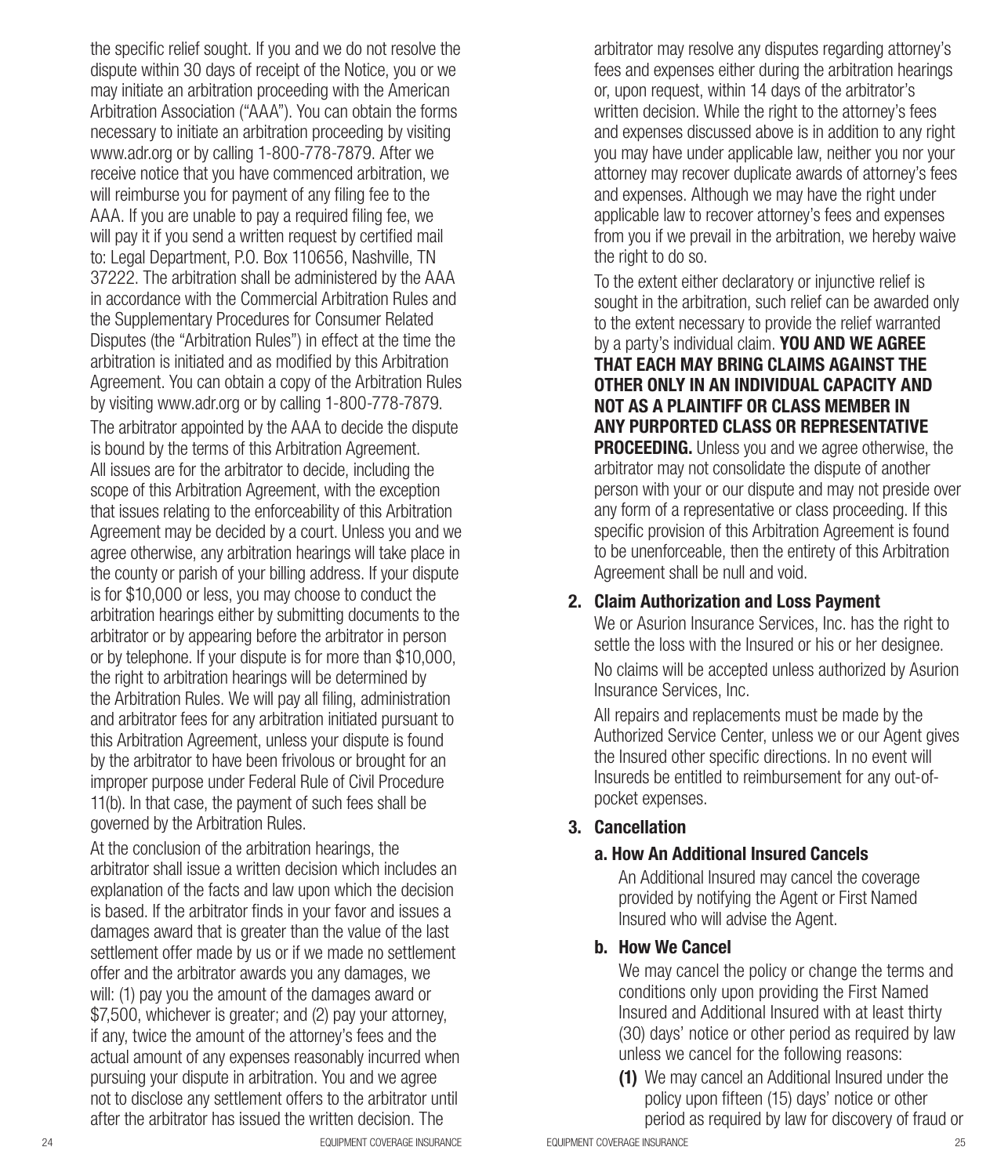the specific relief sought. If you and we do not resolve the dispute within 30 days of receipt of the Notice, you or we may initiate an arbitration proceeding with the American Arbitration Association ("AAA"). You can obtain the forms necessary to initiate an arbitration proceeding by visiting www.adr.org or by calling 1-800-778-7879. After we receive notice that you have commenced arbitration, we will reimburse you for payment of any filing fee to the AAA. If you are unable to pay a required filing fee, we will pay it if you send a written request by certified mail to: Legal Department, P.O. Box 110656, Nashville, TN 37222. The arbitration shall be administered by the AAA in accordance with the Commercial Arbitration Rules and the Supplementary Procedures for Consumer Related Disputes (the "Arbitration Rules") in effect at the time the arbitration is initiated and as modified by this Arbitration Agreement. You can obtain a copy of the Arbitration Rules by visiting www.adr.org or by calling 1-800-778-7879.

The arbitrator appointed by the AAA to decide the dispute is bound by the terms of this Arbitration Agreement. All issues are for the arbitrator to decide, including the scope of this Arbitration Agreement, with the exception that issues relating to the enforceability of this Arbitration Agreement may be decided by a court. Unless you and we agree otherwise, any arbitration hearings will take place in the county or parish of your billing address. If your dispute is for $10,000 or less, you may choose to conduct the arbitration hearings either by submitting documents to the arbitrator or by appearing before the arbitrator in person or by telephone. If your dispute is for more than $10,000, the right to arbitration hearings will be determined by the Arbitration Rules. We will pay all filing, administration and arbitrator fees for any arbitration initiated pursuant to this Arbitration Agreement, unless your dispute is found by the arbitrator to have been frivolous or brought for an improper purpose under Federal Rule of Civil Procedure 11(b). In that case, the payment of such fees shall be governed by the Arbitration Rules.

At the conclusion of the arbitration hearings, the arbitrator shall issue a written decision which includes an explanation of the facts and law upon which the decision is based. If the arbitrator finds in your favor and issues a damages award that is greater than the value of the last settlement offer made by us or if we made no settlement offer and the arbitrator awards you any damages, we will: (1) pay you the amount of the damages award or $7,500, whichever is greater; and (2) pay your attorney, if any, twice the amount of the attorney's fees and the actual amount of any expenses reasonably incurred when pursuing your dispute in arbitration. You and we agree not to disclose any settlement offers to the arbitrator until after the arbitrator has issued the written decision. The arbitrator may resolve any disputes regarding attorney's fees and expenses either during the arbitration hearings or, upon request, within 14 days of the arbitrator's written decision. While the right to the attorney's fees and expenses discussed above is in addition to any right you may have under applicable law, neither you nor your attorney may recover duplicate awards of attorney's fees and expenses. Although we may have the right under applicable law to recover attorney's fees and expenses from you if we prevail in the arbitration, we hereby waive the right to do so.

To the extent either declaratory or injunctive relief is sought in the arbitration, such relief can be awarded only to the extent necessary to provide the relief warranted by a party's individual claim. **YOU AND WE AGREE THAT EACH MAY BRING CLAIMS AGAINST THE OTHER ONLY IN AN INDIVIDUAL CAPACITY AND NOT AS A PLAINTIFF OR CLASS MEMBER IN ANY PURPORTED CLASS OR REPRESENTATIVE PROCEEDING.** Unless you and we agree otherwise, the arbitrator may not consolidate the dispute of another person with your or our dispute and may not preside over any form of a representative or class proceeding. If this specific provision of this Arbitration Agreement is found to be unenforceable, then the entirety of this Arbitration Agreement shall be null and void.

### 2. Claim Authorization and Loss Payment

We or Asurion Insurance Services, Inc. has the right to settle the loss with the Insured or his or her designee.

No claims will be accepted unless authorized by Asurion Insurance Services, Inc.

All repairs and replacements must be made by the Authorized Service Center, unless we or our Agent gives the Insured other specific directions. In no event will Insureds be entitled to reimbursement for any out-of-pocket expenses.

### 3. Cancellation

#### a. How An Additional Insured Cancels

An Additional Insured may cancel the coverage provided by notifying the Agent or First Named Insured who will advise the Agent.

#### b. How We Cancel

We may cancel the policy or change the terms and conditions only upon providing the First Named Insured and Additional Insured with at least thirty (30) days' notice or other period as required by law unless we cancel for the following reasons:

**(1)** We may cancel an Additional Insured under the policy upon fifteen (15) days' notice or other period as required by law for discovery of fraud or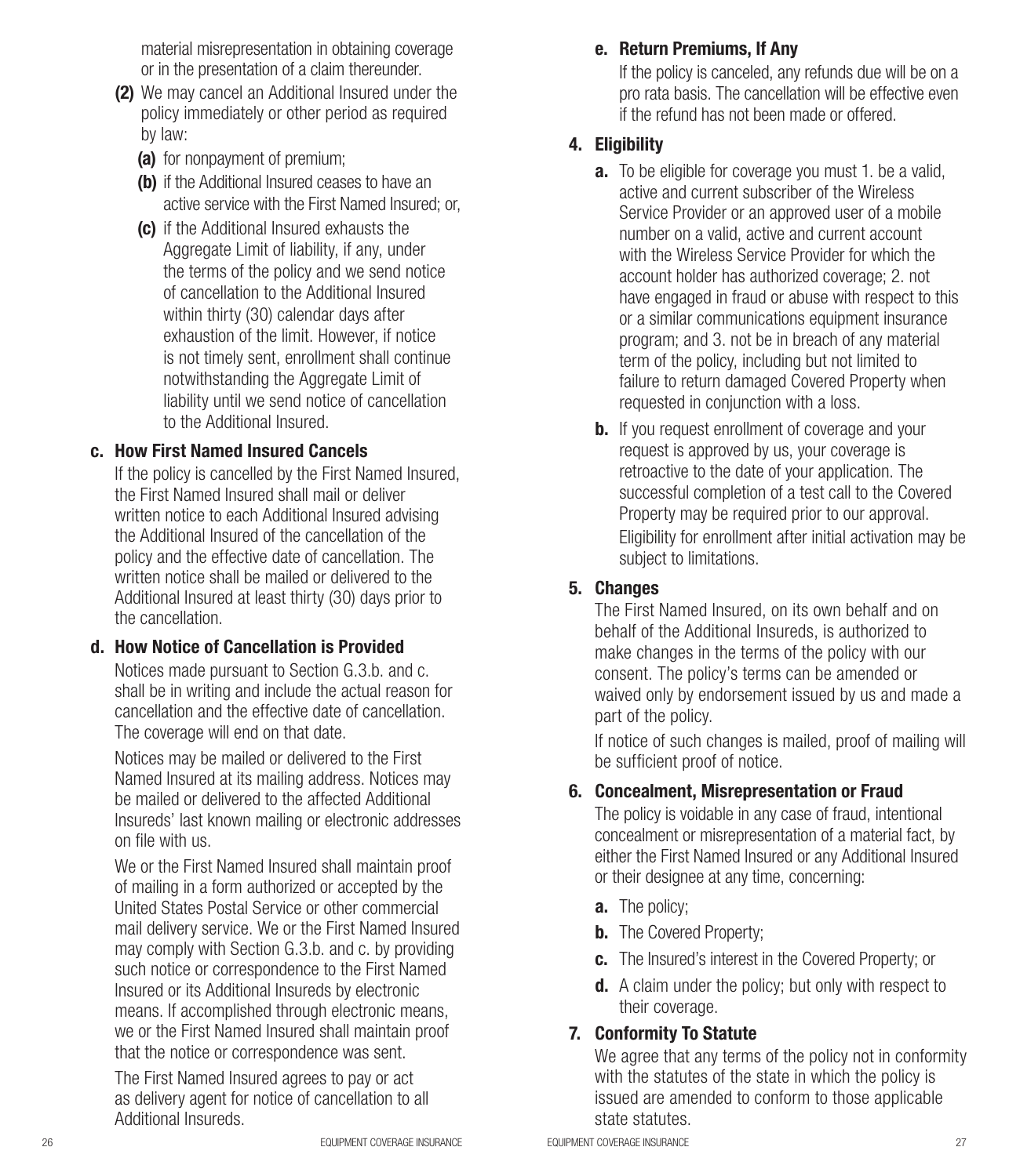material misrepresentation in obtaining coverage or in the presentation of a claim thereunder.

**(2)** We may cancel an Additional Insured under the policy immediately or other period as required by law:

**(a)** for nonpayment of premium;

**(b)** if the Additional Insured ceases to have an active service with the First Named Insured; or,

**(c)** if the Additional Insured exhausts the Aggregate Limit of liability, if any, under the terms of the policy and we send notice of cancellation to the Additional Insured within thirty (30) calendar days after exhaustion of the limit. However, if notice is not timely sent, enrollment shall continue notwithstanding the Aggregate Limit of liability until we send notice of cancellation to the Additional Insured.

### c. How First Named Insured Cancels

If the policy is cancelled by the First Named Insured, the First Named Insured shall mail or deliver written notice to each Additional Insured advising the Additional Insured of the cancellation of the policy and the effective date of cancellation. The written notice shall be mailed or delivered to the Additional Insured at least thirty (30) days prior to the cancellation.

### d. How Notice of Cancellation is Provided

Notices made pursuant to Section G.3.b. and c. shall be in writing and include the actual reason for cancellation and the effective date of cancellation. The coverage will end on that date.

Notices may be mailed or delivered to the First Named Insured at its mailing address. Notices may be mailed or delivered to the affected Additional Insureds' last known mailing or electronic addresses on file with us.

We or the First Named Insured shall maintain proof of mailing in a form authorized or accepted by the United States Postal Service or other commercial mail delivery service. We or the First Named Insured may comply with Section G.3.b. and c. by providing such notice or correspondence to the First Named Insured or its Additional Insureds by electronic means. If accomplished through electronic means, we or the First Named Insured shall maintain proof that the notice or correspondence was sent.

The First Named Insured agrees to pay or act as delivery agent for notice of cancellation to all Additional Insureds.

### e. Return Premiums, If Any

If the policy is canceled, any refunds due will be on a pro rata basis. The cancellation will be effective even if the refund has not been made or offered.

## 4. Eligibility

**a.** To be eligible for coverage you must 1. be a valid, active and current subscriber of the Wireless Service Provider or an approved user of a mobile number on a valid, active and current account with the Wireless Service Provider for which the account holder has authorized coverage; 2. not have engaged in fraud or abuse with respect to this or a similar communications equipment insurance program; and 3. not be in breach of any material term of the policy, including but not limited to failure to return damaged Covered Property when requested in conjunction with a loss.

**b.** If you request enrollment of coverage and your request is approved by us, your coverage is retroactive to the date of your application. The successful completion of a test call to the Covered Property may be required prior to our approval. Eligibility for enrollment after initial activation may be subject to limitations.

## 5. Changes

The First Named Insured, on its own behalf and on behalf of the Additional Insureds, is authorized to make changes in the terms of the policy with our consent. The policy's terms can be amended or waived only by endorsement issued by us and made a part of the policy.

If notice of such changes is mailed, proof of mailing will be sufficient proof of notice.

## 6. Concealment, Misrepresentation or Fraud

The policy is voidable in any case of fraud, intentional concealment or misrepresentation of a material fact, by either the First Named Insured or any Additional Insured or their designee at any time, concerning:

**a.** The policy;

**b.** The Covered Property;

**c.** The Insured's interest in the Covered Property; or

**d.** A claim under the policy; but only with respect to their coverage.

## 7. Conformity To Statute

We agree that any terms of the policy not in conformity with the statutes of the state in which the policy is issued are amended to conform to those applicable state statutes.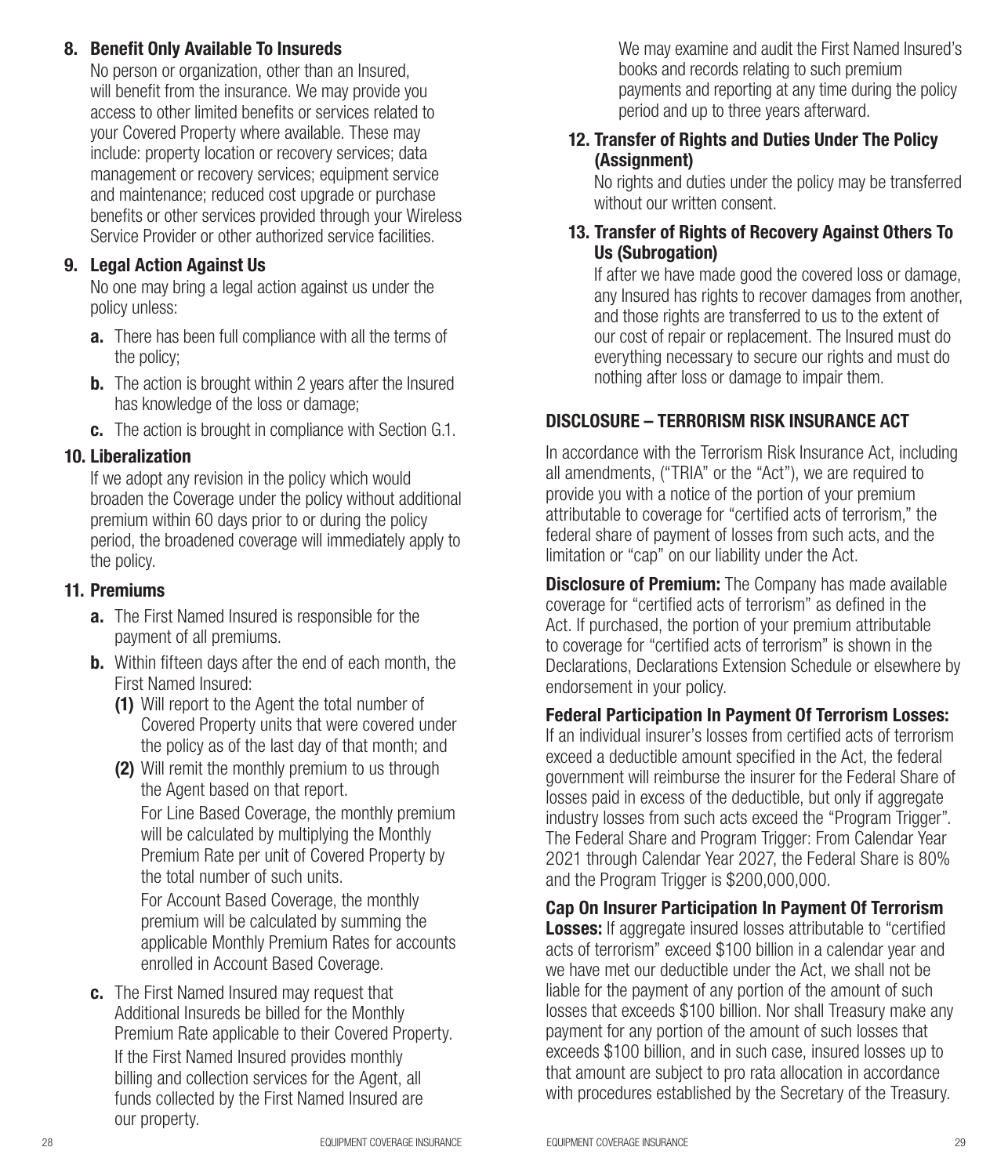### 8. Benefit Only Available To Insureds

No person or organization, other than an Insured, will benefit from the insurance. We may provide you access to other limited benefits or services related to your Covered Property where available. These may include: property location or recovery services; data management or recovery services; equipment service and maintenance; reduced cost upgrade or purchase benefits or other services provided through your Wireless Service Provider or other authorized service facilities.

### 9. Legal Action Against Us

No one may bring a legal action against us under the policy unless:

- **a.** There has been full compliance with all the terms of the policy;
- **b.** The action is brought within 2 years after the Insured has knowledge of the loss or damage;
- **c.** The action is brought in compliance with Section G.1.

### 10. Liberalization

If we adopt any revision in the policy which would broaden the Coverage under the policy without additional premium within 60 days prior to or during the policy period, the broadened coverage will immediately apply to the policy.

### 11. Premiums

- **a.** The First Named Insured is responsible for the payment of all premiums.
- **b.** Within fifteen days after the end of each month, the First Named Insured:
  - **(1)** Will report to the Agent the total number of Covered Property units that were covered under the policy as of the last day of that month; and
  - **(2)** Will remit the monthly premium to us through the Agent based on that report.

    For Line Based Coverage, the monthly premium will be calculated by multiplying the Monthly Premium Rate per unit of Covered Property by the total number of such units.

    For Account Based Coverage, the monthly premium will be calculated by summing the applicable Monthly Premium Rates for accounts enrolled in Account Based Coverage.
- **c.** The First Named Insured may request that Additional Insureds be billed for the Monthly Premium Rate applicable to their Covered Property.

  If the First Named Insured provides monthly billing and collection services for the Agent, all funds collected by the First Named Insured are our property.

  We may examine and audit the First Named Insured's books and records relating to such premium payments and reporting at any time during the policy period and up to three years afterward.

### 12. Transfer of Rights and Duties Under The Policy (Assignment)

No rights and duties under the policy may be transferred without our written consent.

### 13. Transfer of Rights of Recovery Against Others To Us (Subrogation)

If after we have made good the covered loss or damage, any Insured has rights to recover damages from another, and those rights are transferred to us to the extent of our cost of repair or replacement. The Insured must do everything necessary to secure our rights and must do nothing after loss or damage to impair them.

## DISCLOSURE – TERRORISM RISK INSURANCE ACT

In accordance with the Terrorism Risk Insurance Act, including all amendments, ("TRIA" or the "Act"), we are required to provide you with a notice of the portion of your premium attributable to coverage for "certified acts of terrorism," the federal share of payment of losses from such acts, and the limitation or "cap" on our liability under the Act.

**Disclosure of Premium:** The Company has made available coverage for "certified acts of terrorism" as defined in the Act. If purchased, the portion of your premium attributable to coverage for "certified acts of terrorism" is shown in the Declarations, Declarations Extension Schedule or elsewhere by endorsement in your policy.

**Federal Participation In Payment Of Terrorism Losses:** If an individual insurer's losses from certified acts of terrorism exceed a deductible amount specified in the Act, the federal government will reimburse the insurer for the Federal Share of losses paid in excess of the deductible, but only if aggregate industry losses from such acts exceed the "Program Trigger". The Federal Share and Program Trigger: From Calendar Year 2021 through Calendar Year 2027, the Federal Share is 80% and the Program Trigger is $200,000,000.

**Cap On Insurer Participation In Payment Of Terrorism Losses:** If aggregate insured losses attributable to "certified acts of terrorism" exceed $100 billion in a calendar year and we have met our deductible under the Act, we shall not be liable for the payment of any portion of the amount of such losses that exceeds $100 billion. Nor shall Treasury make any payment for any portion of the amount of such losses that exceeds $100 billion, and in such case, insured losses up to that amount are subject to pro rata allocation in accordance with procedures established by the Secretary of the Treasury.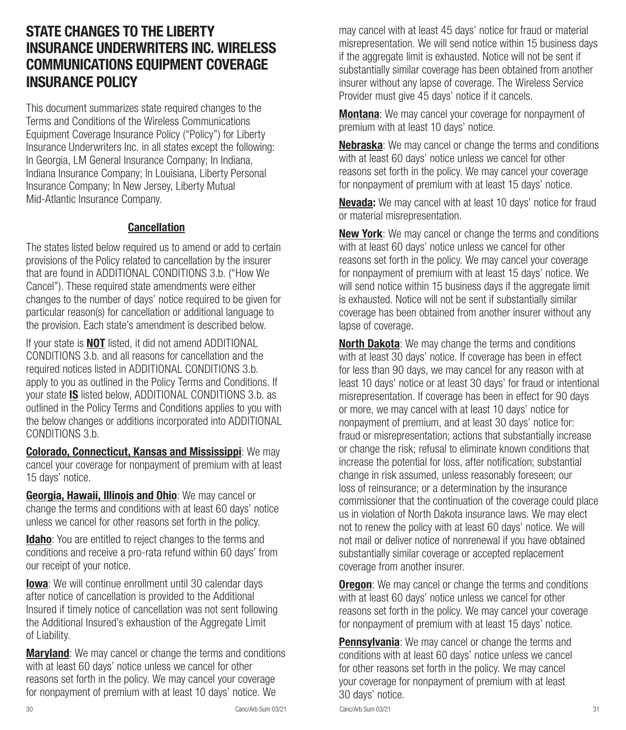# STATE CHANGES TO THE LIBERTY INSURANCE UNDERWRITERS INC. WIRELESS COMMUNICATIONS EQUIPMENT COVERAGE INSURANCE POLICY

This document summarizes state required changes to the Terms and Conditions of the Wireless Communications Equipment Coverage Insurance Policy ("Policy") for Liberty Insurance Underwriters Inc. in all states except the following: In Georgia, LM General Insurance Company; In Indiana, Indiana Insurance Company; In Louisiana, Liberty Personal Insurance Company; In New Jersey, Liberty Mutual Mid-Atlantic Insurance Company.

## Cancellation

The states listed below required us to amend or add to certain provisions of the Policy related to cancellation by the insurer that are found in ADDITIONAL CONDITIONS 3.b. ("How We Cancel"). These required state amendments were either changes to the number of days' notice required to be given for particular reason(s) for cancellation or additional language to the provision. Each state's amendment is described below.

If your state is **NOT** listed, it did not amend ADDITIONAL CONDITIONS 3.b. and all reasons for cancellation and the required notices listed in ADDITIONAL CONDITIONS 3.b. apply to you as outlined in the Policy Terms and Conditions. If your state **IS** listed below, ADDITIONAL CONDITIONS 3.b. as outlined in the Policy Terms and Conditions applies to you with the below changes or additions incorporated into ADDITIONAL CONDITIONS 3.b.

**Colorado, Connecticut, Kansas and Mississippi**: We may cancel your coverage for nonpayment of premium with at least 15 days' notice.

**Georgia, Hawaii, Illinois and Ohio**: We may cancel or change the terms and conditions with at least 60 days' notice unless we cancel for other reasons set forth in the policy.

**Idaho**: You are entitled to reject changes to the terms and conditions and receive a pro-rata refund within 60 days' from our receipt of your notice.

**Iowa**: We will continue enrollment until 30 calendar days after notice of cancellation is provided to the Additional Insured if timely notice of cancellation was not sent following the Additional Insured's exhaustion of the Aggregate Limit of Liability.

**Maryland**: We may cancel or change the terms and conditions with at least 60 days' notice unless we cancel for other reasons set forth in the policy. We may cancel your coverage for nonpayment of premium with at least 10 days' notice. We may cancel with at least 45 days' notice for fraud or material misrepresentation. We will send notice within 15 business days if the aggregate limit is exhausted. Notice will not be sent if substantially similar coverage has been obtained from another insurer without any lapse of coverage. The Wireless Service Provider must give 45 days' notice if it cancels.

**Montana**: We may cancel your coverage for nonpayment of premium with at least 10 days' notice.

**Nebraska**: We may cancel or change the terms and conditions with at least 60 days' notice unless we cancel for other reasons set forth in the policy. We may cancel your coverage for nonpayment of premium with at least 15 days' notice.

**Nevada:** We may cancel with at least 10 days' notice for fraud or material misrepresentation.

**New York**: We may cancel or change the terms and conditions with at least 60 days' notice unless we cancel for other reasons set forth in the policy. We may cancel your coverage for nonpayment of premium with at least 15 days' notice. We will send notice within 15 business days if the aggregate limit is exhausted. Notice will not be sent if substantially similar coverage has been obtained from another insurer without any lapse of coverage.

**North Dakota**: We may change the terms and conditions with at least 30 days' notice. If coverage has been in effect for less than 90 days, we may cancel for any reason with at least 10 days' notice or at least 30 days' for fraud or intentional misrepresentation. If coverage has been in effect for 90 days or more, we may cancel with at least 10 days' notice for nonpayment of premium, and at least 30 days' notice for: fraud or misrepresentation; actions that substantially increase or change the risk; refusal to eliminate known conditions that increase the potential for loss, after notification; substantial change in risk assumed, unless reasonably foreseen; our loss of reinsurance; or a determination by the insurance commissioner that the continuation of the coverage could place us in violation of North Dakota insurance laws. We may elect not to renew the policy with at least 60 days' notice. We will not mail or deliver notice of nonrenewal if you have obtained substantially similar coverage or accepted replacement coverage from another insurer.

**Oregon**: We may cancel or change the terms and conditions with at least 60 days' notice unless we cancel for other reasons set forth in the policy. We may cancel your coverage for nonpayment of premium with at least 15 days' notice.

**Pennsylvania**: We may cancel or change the terms and conditions with at least 60 days' notice unless we cancel for other reasons set forth in the policy. We may cancel your coverage for nonpayment of premium with at least 30 days' notice.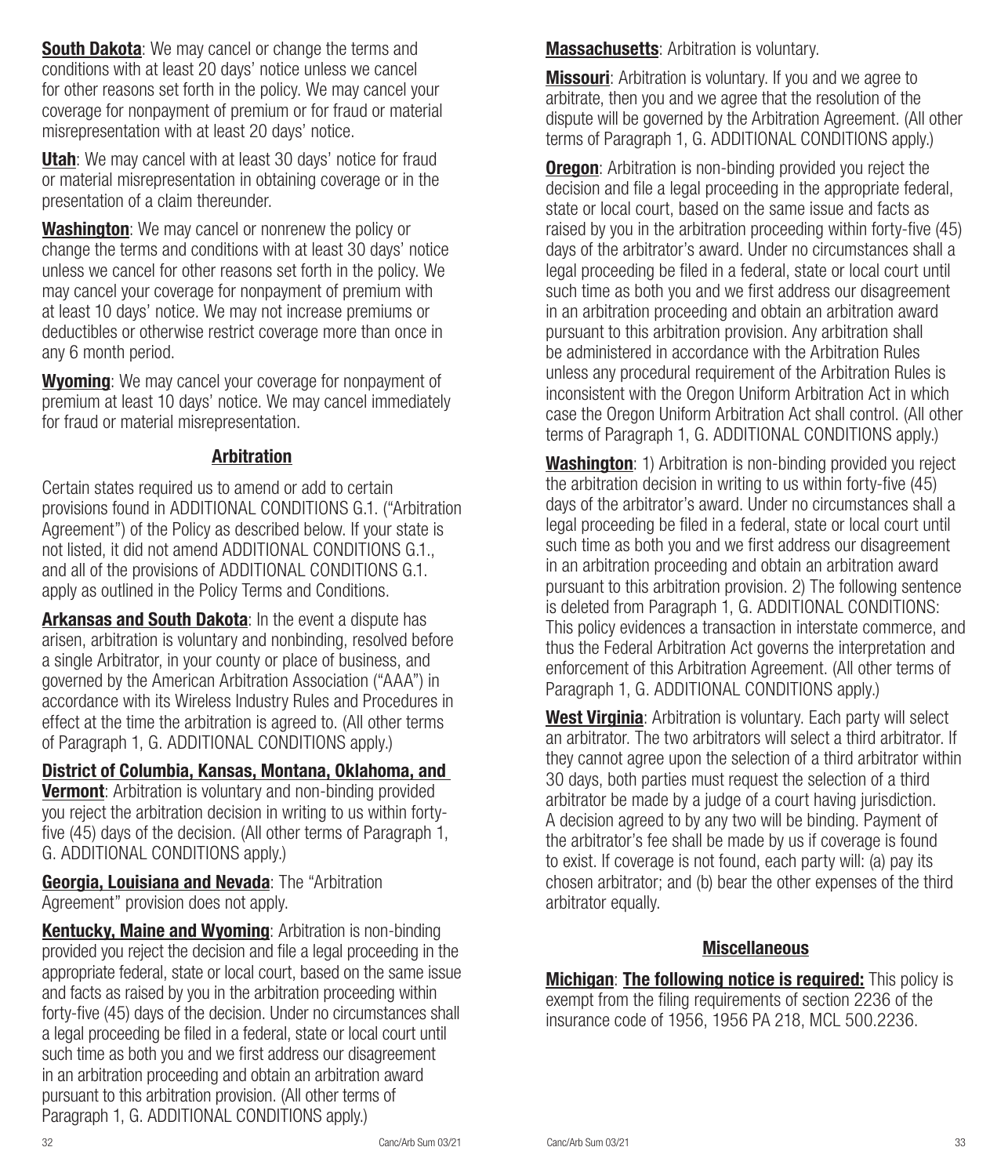**South Dakota**: We may cancel or change the terms and conditions with at least 20 days' notice unless we cancel for other reasons set forth in the policy. We may cancel your coverage for nonpayment of premium or for fraud or material misrepresentation with at least 20 days' notice.

**Utah**: We may cancel with at least 30 days' notice for fraud or material misrepresentation in obtaining coverage or in the presentation of a claim thereunder.

**Washington**: We may cancel or nonrenew the policy or change the terms and conditions with at least 30 days' notice unless we cancel for other reasons set forth in the policy. We may cancel your coverage for nonpayment of premium with at least 10 days' notice. We may not increase premiums or deductibles or otherwise restrict coverage more than once in any 6 month period.

**Wyoming**: We may cancel your coverage for nonpayment of premium at least 10 days' notice. We may cancel immediately for fraud or material misrepresentation.

## Arbitration

Certain states required us to amend or add to certain provisions found in ADDITIONAL CONDITIONS G.1. ("Arbitration Agreement") of the Policy as described below. If your state is not listed, it did not amend ADDITIONAL CONDITIONS G.1., and all of the provisions of ADDITIONAL CONDITIONS G.1. apply as outlined in the Policy Terms and Conditions.

**Arkansas and South Dakota**: In the event a dispute has arisen, arbitration is voluntary and nonbinding, resolved before a single Arbitrator, in your county or place of business, and governed by the American Arbitration Association ("AAA") in accordance with its Wireless Industry Rules and Procedures in effect at the time the arbitration is agreed to. (All other terms of Paragraph 1, G. ADDITIONAL CONDITIONS apply.)

**District of Columbia, Kansas, Montana, Oklahoma, and Vermont**: Arbitration is voluntary and non-binding provided you reject the arbitration decision in writing to us within forty-five (45) days of the decision. (All other terms of Paragraph 1, G. ADDITIONAL CONDITIONS apply.)

**Georgia, Louisiana and Nevada**: The "Arbitration Agreement" provision does not apply.

**Kentucky, Maine and Wyoming**: Arbitration is non-binding provided you reject the decision and file a legal proceeding in the appropriate federal, state or local court, based on the same issue and facts as raised by you in the arbitration proceeding within forty-five (45) days of the decision. Under no circumstances shall a legal proceeding be filed in a federal, state or local court until such time as both you and we first address our disagreement in an arbitration proceeding and obtain an arbitration award pursuant to this arbitration provision. (All other terms of Paragraph 1, G. ADDITIONAL CONDITIONS apply.)

**Massachusetts**: Arbitration is voluntary.

**Missouri**: Arbitration is voluntary. If you and we agree to arbitrate, then you and we agree that the resolution of the dispute will be governed by the Arbitration Agreement. (All other terms of Paragraph 1, G. ADDITIONAL CONDITIONS apply.)

**Oregon**: Arbitration is non-binding provided you reject the decision and file a legal proceeding in the appropriate federal, state or local court, based on the same issue and facts as raised by you in the arbitration proceeding within forty-five (45) days of the arbitrator's award. Under no circumstances shall a legal proceeding be filed in a federal, state or local court until such time as both you and we first address our disagreement in an arbitration proceeding and obtain an arbitration award pursuant to this arbitration provision. Any arbitration shall be administered in accordance with the Arbitration Rules unless any procedural requirement of the Arbitration Rules is inconsistent with the Oregon Uniform Arbitration Act in which case the Oregon Uniform Arbitration Act shall control. (All other terms of Paragraph 1, G. ADDITIONAL CONDITIONS apply.)

**Washington**: 1) Arbitration is non-binding provided you reject the arbitration decision in writing to us within forty-five (45) days of the arbitrator's award. Under no circumstances shall a legal proceeding be filed in a federal, state or local court until such time as both you and we first address our disagreement in an arbitration proceeding and obtain an arbitration award pursuant to this arbitration provision. 2) The following sentence is deleted from Paragraph 1, G. ADDITIONAL CONDITIONS: This policy evidences a transaction in interstate commerce, and thus the Federal Arbitration Act governs the interpretation and enforcement of this Arbitration Agreement. (All other terms of Paragraph 1, G. ADDITIONAL CONDITIONS apply.)

**West Virginia**: Arbitration is voluntary. Each party will select an arbitrator. The two arbitrators will select a third arbitrator. If they cannot agree upon the selection of a third arbitrator within 30 days, both parties must request the selection of a third arbitrator be made by a judge of a court having jurisdiction. A decision agreed to by any two will be binding. Payment of the arbitrator's fee shall be made by us if coverage is found to exist. If coverage is not found, each party will: (a) pay its chosen arbitrator; and (b) bear the other expenses of the third arbitrator equally.

## Miscellaneous

**Michigan**: **The following notice is required:** This policy is exempt from the filing requirements of section 2236 of the insurance code of 1956, 1956 PA 218, MCL 500.2236.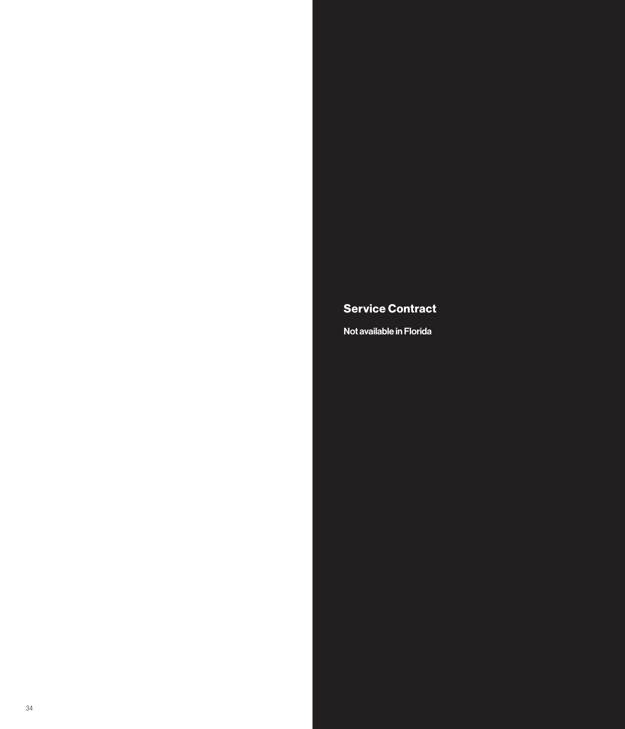## Service Contract

**Not available in Florida**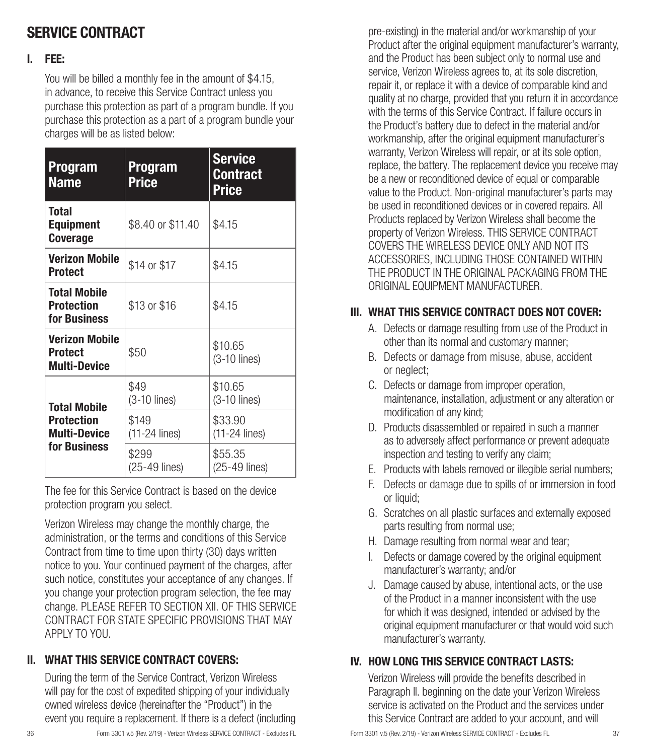# SERVICE CONTRACT

## I. FEE:

You will be billed a monthly fee in the amount of $4.15, in advance, to receive this Service Contract unless you purchase this protection as part of a program bundle. If you purchase this protection as a part of a program bundle your charges will be as listed below:

| Program Name | Program Price | Service Contract Price |
|---|---|---|
| **Total Equipment Coverage** | $8.40 or $11.40 | $4.15 |
| **Verizon Mobile Protect** | $14 or $17 | $4.15 |
| **Total Mobile Protection for Business** | $13 or $16 | $4.15 |
| **Verizon Mobile Protect Multi-Device** | $50 | $10.65 (3-10 lines) |
| **Total Mobile Protection Multi-Device for Business** | $49 (3-10 lines) | $10.65 (3-10 lines) |
| | $149 (11-24 lines) | $33.90 (11-24 lines) |
| | $299 (25-49 lines) | $55.35 (25-49 lines) |

The fee for this Service Contract is based on the device protection program you select.

Verizon Wireless may change the monthly charge, the administration, or the terms and conditions of this Service Contract from time to time upon thirty (30) days written notice to you. Your continued payment of the charges, after such notice, constitutes your acceptance of any changes. If you change your protection program selection, the fee may change. PLEASE REFER TO SECTION XII. OF THIS SERVICE CONTRACT FOR STATE SPECIFIC PROVISIONS THAT MAY APPLY TO YOU.

## II. WHAT THIS SERVICE CONTRACT COVERS:

During the term of the Service Contract, Verizon Wireless will pay for the cost of expedited shipping of your individually owned wireless device (hereinafter the "Product") in the event you require a replacement. If there is a defect (including pre-existing) in the material and/or workmanship of your Product after the original equipment manufacturer's warranty, and the Product has been subject only to normal use and service, Verizon Wireless agrees to, at its sole discretion, repair it, or replace it with a device of comparable kind and quality at no charge, provided that you return it in accordance with the terms of this Service Contract. If failure occurs in the Product's battery due to defect in the material and/or workmanship, after the original equipment manufacturer's warranty, Verizon Wireless will repair, or at its sole option, replace, the battery. The replacement device you receive may be a new or reconditioned device of equal or comparable value to the Product. Non-original manufacturer's parts may be used in reconditioned devices or in covered repairs. All Products replaced by Verizon Wireless shall become the property of Verizon Wireless. THIS SERVICE CONTRACT COVERS THE WIRELESS DEVICE ONLY AND NOT ITS ACCESSORIES, INCLUDING THOSE CONTAINED WITHIN THE PRODUCT IN THE ORIGINAL PACKAGING FROM THE ORIGINAL EQUIPMENT MANUFACTURER.

## III. WHAT THIS SERVICE CONTRACT DOES NOT COVER:

A. Defects or damage resulting from use of the Product in other than its normal and customary manner;
B. Defects or damage from misuse, abuse, accident or neglect;
C. Defects or damage from improper operation, maintenance, installation, adjustment or any alteration or modification of any kind;
D. Products disassembled or repaired in such a manner as to adversely affect performance or prevent adequate inspection and testing to verify any claim;
E. Products with labels removed or illegible serial numbers;
F. Defects or damage due to spills of or immersion in food or liquid;
G. Scratches on all plastic surfaces and externally exposed parts resulting from normal use;
H. Damage resulting from normal wear and tear;
I. Defects or damage covered by the original equipment manufacturer's warranty; and/or
J. Damage caused by abuse, intentional acts, or the use of the Product in a manner inconsistent with the use for which it was designed, intended or advised by the original equipment manufacturer or that would void such manufacturer's warranty.

## IV. HOW LONG THIS SERVICE CONTRACT LASTS:

Verizon Wireless will provide the benefits described in Paragraph II. beginning on the date your Verizon Wireless service is activated on the Product and the services under this Service Contract are added to your account, and will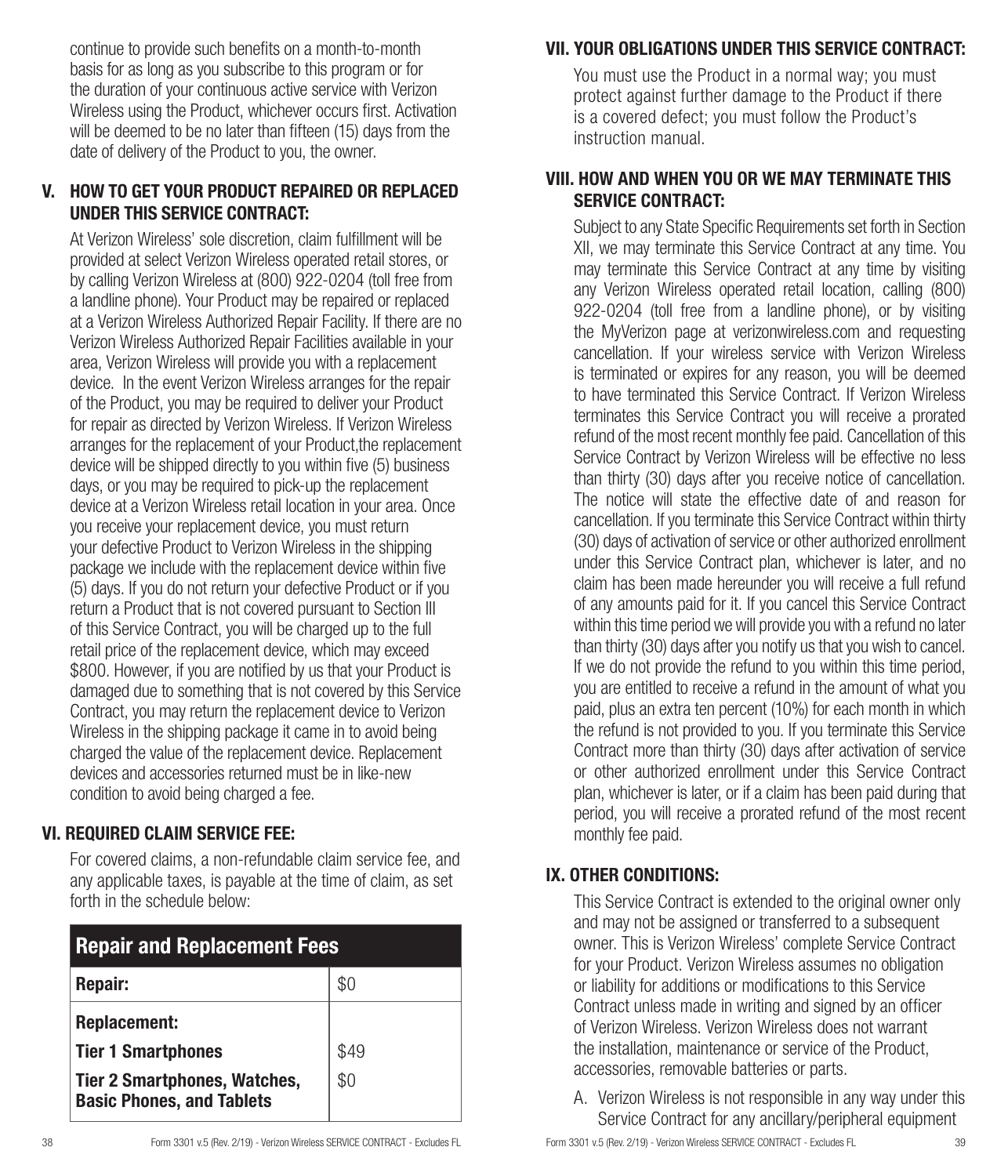continue to provide such benefits on a month-to-month basis for as long as you subscribe to this program or for the duration of your continuous active service with Verizon Wireless using the Product, whichever occurs first. Activation will be deemed to be no later than fifteen (15) days from the date of delivery of the Product to you, the owner.

## V. HOW TO GET YOUR PRODUCT REPAIRED OR REPLACED UNDER THIS SERVICE CONTRACT:

At Verizon Wireless' sole discretion, claim fulfillment will be provided at select Verizon Wireless operated retail stores, or by calling Verizon Wireless at (800) 922-0204 (toll free from a landline phone). Your Product may be repaired or replaced at a Verizon Wireless Authorized Repair Facility. If there are no Verizon Wireless Authorized Repair Facilities available in your area, Verizon Wireless will provide you with a replacement device. In the event Verizon Wireless arranges for the repair of the Product, you may be required to deliver your Product for repair as directed by Verizon Wireless. If Verizon Wireless arranges for the replacement of your Product,the replacement device will be shipped directly to you within five (5) business days, or you may be required to pick-up the replacement device at a Verizon Wireless retail location in your area. Once you receive your replacement device, you must return your defective Product to Verizon Wireless in the shipping package we include with the replacement device within five (5) days. If you do not return your defective Product or if you return a Product that is not covered pursuant to Section III of this Service Contract, you will be charged up to the full retail price of the replacement device, which may exceed $800. However, if you are notified by us that your Product is damaged due to something that is not covered by this Service Contract, you may return the replacement device to Verizon Wireless in the shipping package it came in to avoid being charged the value of the replacement device. Replacement devices and accessories returned must be in like-new condition to avoid being charged a fee.

## VI. REQUIRED CLAIM SERVICE FEE:

For covered claims, a non-refundable claim service fee, and any applicable taxes, is payable at the time of claim, as set forth in the schedule below:

| Repair and Replacement Fees | |
|---|---|
| **Repair:** | $0 |
| **Replacement:** | |
| **Tier 1 Smartphones** | $49 |
| **Tier 2 Smartphones, Watches, Basic Phones, and Tablets** | $0 |

## VII. YOUR OBLIGATIONS UNDER THIS SERVICE CONTRACT:

You must use the Product in a normal way; you must protect against further damage to the Product if there is a covered defect; you must follow the Product's instruction manual.

## VIII. HOW AND WHEN YOU OR WE MAY TERMINATE THIS SERVICE CONTRACT:

Subject to any State Specific Requirements set forth in Section XII, we may terminate this Service Contract at any time. You may terminate this Service Contract at any time by visiting any Verizon Wireless operated retail location, calling (800) 922-0204 (toll free from a landline phone), or by visiting the MyVerizon page at verizonwireless.com and requesting cancellation. If your wireless service with Verizon Wireless is terminated or expires for any reason, you will be deemed to have terminated this Service Contract. If Verizon Wireless terminates this Service Contract you will receive a prorated refund of the most recent monthly fee paid. Cancellation of this Service Contract by Verizon Wireless will be effective no less than thirty (30) days after you receive notice of cancellation. The notice will state the effective date of and reason for cancellation. If you terminate this Service Contract within thirty (30) days of activation of service or other authorized enrollment under this Service Contract plan, whichever is later, and no claim has been made hereunder you will receive a full refund of any amounts paid for it. If you cancel this Service Contract within this time period we will provide you with a refund no later than thirty (30) days after you notify us that you wish to cancel. If we do not provide the refund to you within this time period, you are entitled to receive a refund in the amount of what you paid, plus an extra ten percent (10%) for each month in which the refund is not provided to you. If you terminate this Service Contract more than thirty (30) days after activation of service or other authorized enrollment under this Service Contract plan, whichever is later, or if a claim has been paid during that period, you will receive a prorated refund of the most recent monthly fee paid.

## IX. OTHER CONDITIONS:

This Service Contract is extended to the original owner only and may not be assigned or transferred to a subsequent owner. This is Verizon Wireless' complete Service Contract for your Product. Verizon Wireless assumes no obligation or liability for additions or modifications to this Service Contract unless made in writing and signed by an officer of Verizon Wireless. Verizon Wireless does not warrant the installation, maintenance or service of the Product, accessories, removable batteries or parts.

A. Verizon Wireless is not responsible in any way under this Service Contract for any ancillary/peripheral equipment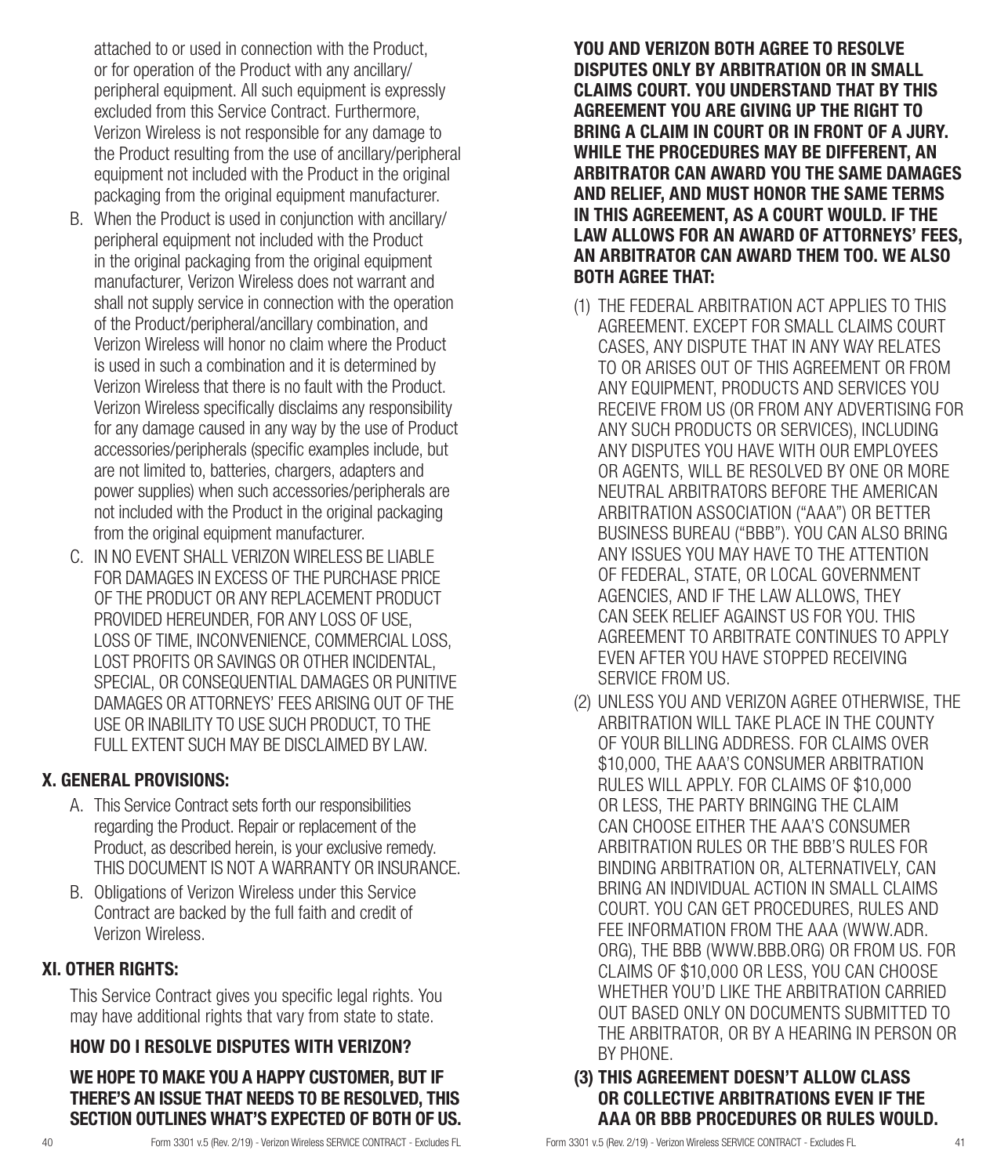attached to or used in connection with the Product, or for operation of the Product with any ancillary/peripheral equipment. All such equipment is expressly excluded from this Service Contract. Furthermore, Verizon Wireless is not responsible for any damage to the Product resulting from the use of ancillary/peripheral equipment not included with the Product in the original packaging from the original equipment manufacturer.

B. When the Product is used in conjunction with ancillary/peripheral equipment not included with the Product in the original packaging from the original equipment manufacturer, Verizon Wireless does not warrant and shall not supply service in connection with the operation of the Product/peripheral/ancillary combination, and Verizon Wireless will honor no claim where the Product is used in such a combination and it is determined by Verizon Wireless that there is no fault with the Product. Verizon Wireless specifically disclaims any responsibility for any damage caused in any way by the use of Product accessories/peripherals (specific examples include, but are not limited to, batteries, chargers, adapters and power supplies) when such accessories/peripherals are not included with the Product in the original packaging from the original equipment manufacturer.

C. IN NO EVENT SHALL VERIZON WIRELESS BE LIABLE FOR DAMAGES IN EXCESS OF THE PURCHASE PRICE OF THE PRODUCT OR ANY REPLACEMENT PRODUCT PROVIDED HEREUNDER, FOR ANY LOSS OF USE, LOSS OF TIME, INCONVENIENCE, COMMERCIAL LOSS, LOST PROFITS OR SAVINGS OR OTHER INCIDENTAL, SPECIAL, OR CONSEQUENTIAL DAMAGES OR PUNITIVE DAMAGES OR ATTORNEYS' FEES ARISING OUT OF THE USE OR INABILITY TO USE SUCH PRODUCT, TO THE FULL EXTENT SUCH MAY BE DISCLAIMED BY LAW.

## X. GENERAL PROVISIONS:

A. This Service Contract sets forth our responsibilities regarding the Product. Repair or replacement of the Product, as described herein, is your exclusive remedy. THIS DOCUMENT IS NOT A WARRANTY OR INSURANCE.

B. Obligations of Verizon Wireless under this Service Contract are backed by the full faith and credit of Verizon Wireless.

## XI. OTHER RIGHTS:

This Service Contract gives you specific legal rights. You may have additional rights that vary from state to state.

### HOW DO I RESOLVE DISPUTES WITH VERIZON?

**WE HOPE TO MAKE YOU A HAPPY CUSTOMER, BUT IF THERE'S AN ISSUE THAT NEEDS TO BE RESOLVED, THIS SECTION OUTLINES WHAT'S EXPECTED OF BOTH OF US.**

**YOU AND VERIZON BOTH AGREE TO RESOLVE DISPUTES ONLY BY ARBITRATION OR IN SMALL CLAIMS COURT. YOU UNDERSTAND THAT BY THIS AGREEMENT YOU ARE GIVING UP THE RIGHT TO BRING A CLAIM IN COURT OR IN FRONT OF A JURY. WHILE THE PROCEDURES MAY BE DIFFERENT, AN ARBITRATOR CAN AWARD YOU THE SAME DAMAGES AND RELIEF, AND MUST HONOR THE SAME TERMS IN THIS AGREEMENT, AS A COURT WOULD. IF THE LAW ALLOWS FOR AN AWARD OF ATTORNEYS' FEES, AN ARBITRATOR CAN AWARD THEM TOO. WE ALSO BOTH AGREE THAT:**

(1) THE FEDERAL ARBITRATION ACT APPLIES TO THIS AGREEMENT. EXCEPT FOR SMALL CLAIMS COURT CASES, ANY DISPUTE THAT IN ANY WAY RELATES TO OR ARISES OUT OF THIS AGREEMENT OR FROM ANY EQUIPMENT, PRODUCTS AND SERVICES YOU RECEIVE FROM US (OR FROM ANY ADVERTISING FOR ANY SUCH PRODUCTS OR SERVICES), INCLUDING ANY DISPUTES YOU HAVE WITH OUR EMPLOYEES OR AGENTS, WILL BE RESOLVED BY ONE OR MORE NEUTRAL ARBITRATORS BEFORE THE AMERICAN ARBITRATION ASSOCIATION ("AAA") OR BETTER BUSINESS BUREAU ("BBB"). YOU CAN ALSO BRING ANY ISSUES YOU MAY HAVE TO THE ATTENTION OF FEDERAL, STATE, OR LOCAL GOVERNMENT AGENCIES, AND IF THE LAW ALLOWS, THEY CAN SEEK RELIEF AGAINST US FOR YOU. THIS AGREEMENT TO ARBITRATE CONTINUES TO APPLY EVEN AFTER YOU HAVE STOPPED RECEIVING SERVICE FROM US.

(2) UNLESS YOU AND VERIZON AGREE OTHERWISE, THE ARBITRATION WILL TAKE PLACE IN THE COUNTY OF YOUR BILLING ADDRESS. FOR CLAIMS OVER $10,000, THE AAA'S CONSUMER ARBITRATION RULES WILL APPLY. FOR CLAIMS OF $10,000 OR LESS, THE PARTY BRINGING THE CLAIM CAN CHOOSE EITHER THE AAA'S CONSUMER ARBITRATION RULES OR THE BBB'S RULES FOR BINDING ARBITRATION OR, ALTERNATIVELY, CAN BRING AN INDIVIDUAL ACTION IN SMALL CLAIMS COURT. YOU CAN GET PROCEDURES, RULES AND FEE INFORMATION FROM THE AAA (WWW.ADR.ORG), THE BBB (WWW.BBB.ORG) OR FROM US. FOR CLAIMS OF $10,000 OR LESS, YOU CAN CHOOSE WHETHER YOU'D LIKE THE ARBITRATION CARRIED OUT BASED ONLY ON DOCUMENTS SUBMITTED TO THE ARBITRATOR, OR BY A HEARING IN PERSON OR BY PHONE.

**(3) THIS AGREEMENT DOESN'T ALLOW CLASS OR COLLECTIVE ARBITRATIONS EVEN IF THE AAA OR BBB PROCEDURES OR RULES WOULD.**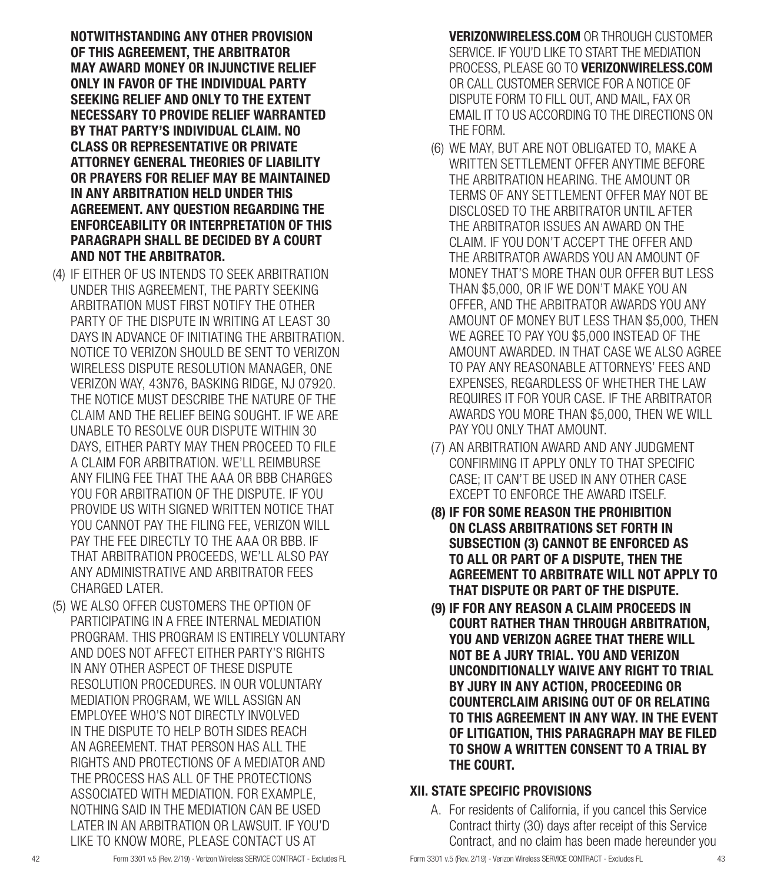**NOTWITHSTANDING ANY OTHER PROVISION OF THIS AGREEMENT, THE ARBITRATOR MAY AWARD MONEY OR INJUNCTIVE RELIEF ONLY IN FAVOR OF THE INDIVIDUAL PARTY SEEKING RELIEF AND ONLY TO THE EXTENT NECESSARY TO PROVIDE RELIEF WARRANTED BY THAT PARTY'S INDIVIDUAL CLAIM. NO CLASS OR REPRESENTATIVE OR PRIVATE ATTORNEY GENERAL THEORIES OF LIABILITY OR PRAYERS FOR RELIEF MAY BE MAINTAINED IN ANY ARBITRATION HELD UNDER THIS AGREEMENT. ANY QUESTION REGARDING THE ENFORCEABILITY OR INTERPRETATION OF THIS PARAGRAPH SHALL BE DECIDED BY A COURT AND NOT THE ARBITRATOR.**

(4) IF EITHER OF US INTENDS TO SEEK ARBITRATION UNDER THIS AGREEMENT, THE PARTY SEEKING ARBITRATION MUST FIRST NOTIFY THE OTHER PARTY OF THE DISPUTE IN WRITING AT LEAST 30 DAYS IN ADVANCE OF INITIATING THE ARBITRATION. NOTICE TO VERIZON SHOULD BE SENT TO VERIZON WIRELESS DISPUTE RESOLUTION MANAGER, ONE VERIZON WAY, 43N76, BASKING RIDGE, NJ 07920. THE NOTICE MUST DESCRIBE THE NATURE OF THE CLAIM AND THE RELIEF BEING SOUGHT. IF WE ARE UNABLE TO RESOLVE OUR DISPUTE WITHIN 30 DAYS, EITHER PARTY MAY THEN PROCEED TO FILE A CLAIM FOR ARBITRATION. WE'LL REIMBURSE ANY FILING FEE THAT THE AAA OR BBB CHARGES YOU FOR ARBITRATION OF THE DISPUTE. IF YOU PROVIDE US WITH SIGNED WRITTEN NOTICE THAT YOU CANNOT PAY THE FILING FEE, VERIZON WILL PAY THE FEE DIRECTLY TO THE AAA OR BBB. IF THAT ARBITRATION PROCEEDS, WE'LL ALSO PAY ANY ADMINISTRATIVE AND ARBITRATOR FEES CHARGED LATER.

(5) WE ALSO OFFER CUSTOMERS THE OPTION OF PARTICIPATING IN A FREE INTERNAL MEDIATION PROGRAM. THIS PROGRAM IS ENTIRELY VOLUNTARY AND DOES NOT AFFECT EITHER PARTY'S RIGHTS IN ANY OTHER ASPECT OF THESE DISPUTE RESOLUTION PROCEDURES. IN OUR VOLUNTARY MEDIATION PROGRAM, WE WILL ASSIGN AN EMPLOYEE WHO'S NOT DIRECTLY INVOLVED IN THE DISPUTE TO HELP BOTH SIDES REACH AN AGREEMENT. THAT PERSON HAS ALL THE RIGHTS AND PROTECTIONS OF A MEDIATOR AND THE PROCESS HAS ALL OF THE PROTECTIONS ASSOCIATED WITH MEDIATION. FOR EXAMPLE, NOTHING SAID IN THE MEDIATION CAN BE USED LATER IN AN ARBITRATION OR LAWSUIT. IF YOU'D LIKE TO KNOW MORE, PLEASE CONTACT US AT **VERIZONWIRELESS.COM** OR THROUGH CUSTOMER SERVICE. IF YOU'D LIKE TO START THE MEDIATION PROCESS, PLEASE GO TO **VERIZONWIRELESS.COM** OR CALL CUSTOMER SERVICE FOR A NOTICE OF DISPUTE FORM TO FILL OUT, AND MAIL, FAX OR EMAIL IT TO US ACCORDING TO THE DIRECTIONS ON THE FORM.

(6) WE MAY, BUT ARE NOT OBLIGATED TO, MAKE A WRITTEN SETTLEMENT OFFER ANYTIME BEFORE THE ARBITRATION HEARING. THE AMOUNT OR TERMS OF ANY SETTLEMENT OFFER MAY NOT BE DISCLOSED TO THE ARBITRATOR UNTIL AFTER THE ARBITRATOR ISSUES AN AWARD ON THE CLAIM. IF YOU DON'T ACCEPT THE OFFER AND THE ARBITRATOR AWARDS YOU AN AMOUNT OF MONEY THAT'S MORE THAN OUR OFFER BUT LESS THAN $5,000, OR IF WE DON'T MAKE YOU AN OFFER, AND THE ARBITRATOR AWARDS YOU ANY AMOUNT OF MONEY BUT LESS THAN $5,000, THEN WE AGREE TO PAY YOU $5,000 INSTEAD OF THE AMOUNT AWARDED. IN THAT CASE WE ALSO AGREE TO PAY ANY REASONABLE ATTORNEYS' FEES AND EXPENSES, REGARDLESS OF WHETHER THE LAW REQUIRES IT FOR YOUR CASE. IF THE ARBITRATOR AWARDS YOU MORE THAN $5,000, THEN WE WILL PAY YOU ONLY THAT AMOUNT.

(7) AN ARBITRATION AWARD AND ANY JUDGMENT CONFIRMING IT APPLY ONLY TO THAT SPECIFIC CASE; IT CAN'T BE USED IN ANY OTHER CASE EXCEPT TO ENFORCE THE AWARD ITSELF.

**(8) IF FOR SOME REASON THE PROHIBITION ON CLASS ARBITRATIONS SET FORTH IN SUBSECTION (3) CANNOT BE ENFORCED AS TO ALL OR PART OF A DISPUTE, THEN THE AGREEMENT TO ARBITRATE WILL NOT APPLY TO THAT DISPUTE OR PART OF THE DISPUTE.**

**(9) IF FOR ANY REASON A CLAIM PROCEEDS IN COURT RATHER THAN THROUGH ARBITRATION, YOU AND VERIZON AGREE THAT THERE WILL NOT BE A JURY TRIAL. YOU AND VERIZON UNCONDITIONALLY WAIVE ANY RIGHT TO TRIAL BY JURY IN ANY ACTION, PROCEEDING OR COUNTERCLAIM ARISING OUT OF OR RELATING TO THIS AGREEMENT IN ANY WAY. IN THE EVENT OF LITIGATION, THIS PARAGRAPH MAY BE FILED TO SHOW A WRITTEN CONSENT TO A TRIAL BY THE COURT.**

## XII. STATE SPECIFIC PROVISIONS

A. For residents of California, if you cancel this Service Contract thirty (30) days after receipt of this Service Contract, and no claim has been made hereunder you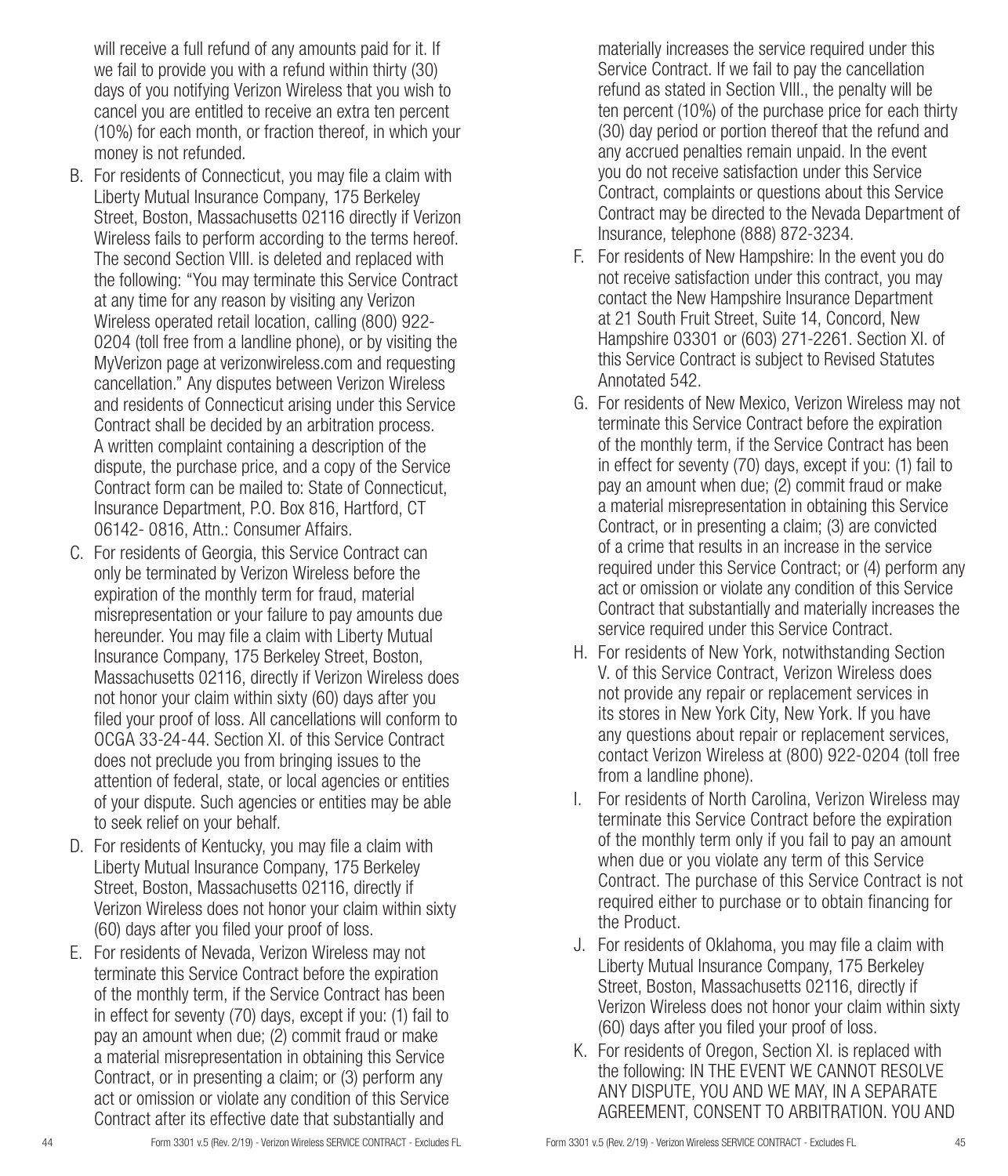will receive a full refund of any amounts paid for it. If we fail to provide you with a refund within thirty (30) days of you notifying Verizon Wireless that you wish to cancel you are entitled to receive an extra ten percent (10%) for each month, or fraction thereof, in which your money is not refunded.

B. For residents of Connecticut, you may file a claim with Liberty Mutual Insurance Company, 175 Berkeley Street, Boston, Massachusetts 02116 directly if Verizon Wireless fails to perform according to the terms hereof. The second Section VIII. is deleted and replaced with the following: "You may terminate this Service Contract at any time for any reason by visiting any Verizon Wireless operated retail location, calling (800) 922-0204 (toll free from a landline phone), or by visiting the MyVerizon page at verizonwireless.com and requesting cancellation." Any disputes between Verizon Wireless and residents of Connecticut arising under this Service Contract shall be decided by an arbitration process. A written complaint containing a description of the dispute, the purchase price, and a copy of the Service Contract form can be mailed to: State of Connecticut, Insurance Department, P.O. Box 816, Hartford, CT 06142- 0816, Attn.: Consumer Affairs.

C. For residents of Georgia, this Service Contract can only be terminated by Verizon Wireless before the expiration of the monthly term for fraud, material misrepresentation or your failure to pay amounts due hereunder. You may file a claim with Liberty Mutual Insurance Company, 175 Berkeley Street, Boston, Massachusetts 02116, directly if Verizon Wireless does not honor your claim within sixty (60) days after you filed your proof of loss. All cancellations will conform to OCGA 33-24-44. Section XI. of this Service Contract does not preclude you from bringing issues to the attention of federal, state, or local agencies or entities of your dispute. Such agencies or entities may be able to seek relief on your behalf.

D. For residents of Kentucky, you may file a claim with Liberty Mutual Insurance Company, 175 Berkeley Street, Boston, Massachusetts 02116, directly if Verizon Wireless does not honor your claim within sixty (60) days after you filed your proof of loss.

E. For residents of Nevada, Verizon Wireless may not terminate this Service Contract before the expiration of the monthly term, if the Service Contract has been in effect for seventy (70) days, except if you: (1) fail to pay an amount when due; (2) commit fraud or make a material misrepresentation in obtaining this Service Contract, or in presenting a claim; or (3) perform any act or omission or violate any condition of this Service Contract after its effective date that substantially and materially increases the service required under this Service Contract. If we fail to pay the cancellation refund as stated in Section VIII., the penalty will be ten percent (10%) of the purchase price for each thirty (30) day period or portion thereof that the refund and any accrued penalties remain unpaid. In the event you do not receive satisfaction under this Service Contract, complaints or questions about this Service Contract may be directed to the Nevada Department of Insurance, telephone (888) 872-3234.

F. For residents of New Hampshire: In the event you do not receive satisfaction under this contract, you may contact the New Hampshire Insurance Department at 21 South Fruit Street, Suite 14, Concord, New Hampshire 03301 or (603) 271-2261. Section XI. of this Service Contract is subject to Revised Statutes Annotated 542.

G. For residents of New Mexico, Verizon Wireless may not terminate this Service Contract before the expiration of the monthly term, if the Service Contract has been in effect for seventy (70) days, except if you: (1) fail to pay an amount when due; (2) commit fraud or make a material misrepresentation in obtaining this Service Contract, or in presenting a claim; (3) are convicted of a crime that results in an increase in the service required under this Service Contract; or (4) perform any act or omission or violate any condition of this Service Contract that substantially and materially increases the service required under this Service Contract.

H. For residents of New York, notwithstanding Section V. of this Service Contract, Verizon Wireless does not provide any repair or replacement services in its stores in New York City, New York. If you have any questions about repair or replacement services, contact Verizon Wireless at (800) 922-0204 (toll free from a landline phone).

I. For residents of North Carolina, Verizon Wireless may terminate this Service Contract before the expiration of the monthly term only if you fail to pay an amount when due or you violate any term of this Service Contract. The purchase of this Service Contract is not required either to purchase or to obtain financing for the Product.

J. For residents of Oklahoma, you may file a claim with Liberty Mutual Insurance Company, 175 Berkeley Street, Boston, Massachusetts 02116, directly if Verizon Wireless does not honor your claim within sixty (60) days after you filed your proof of loss.

K. For residents of Oregon, Section XI. is replaced with the following: IN THE EVENT WE CANNOT RESOLVE ANY DISPUTE, YOU AND WE MAY, IN A SEPARATE AGREEMENT, CONSENT TO ARBITRATION. YOU AND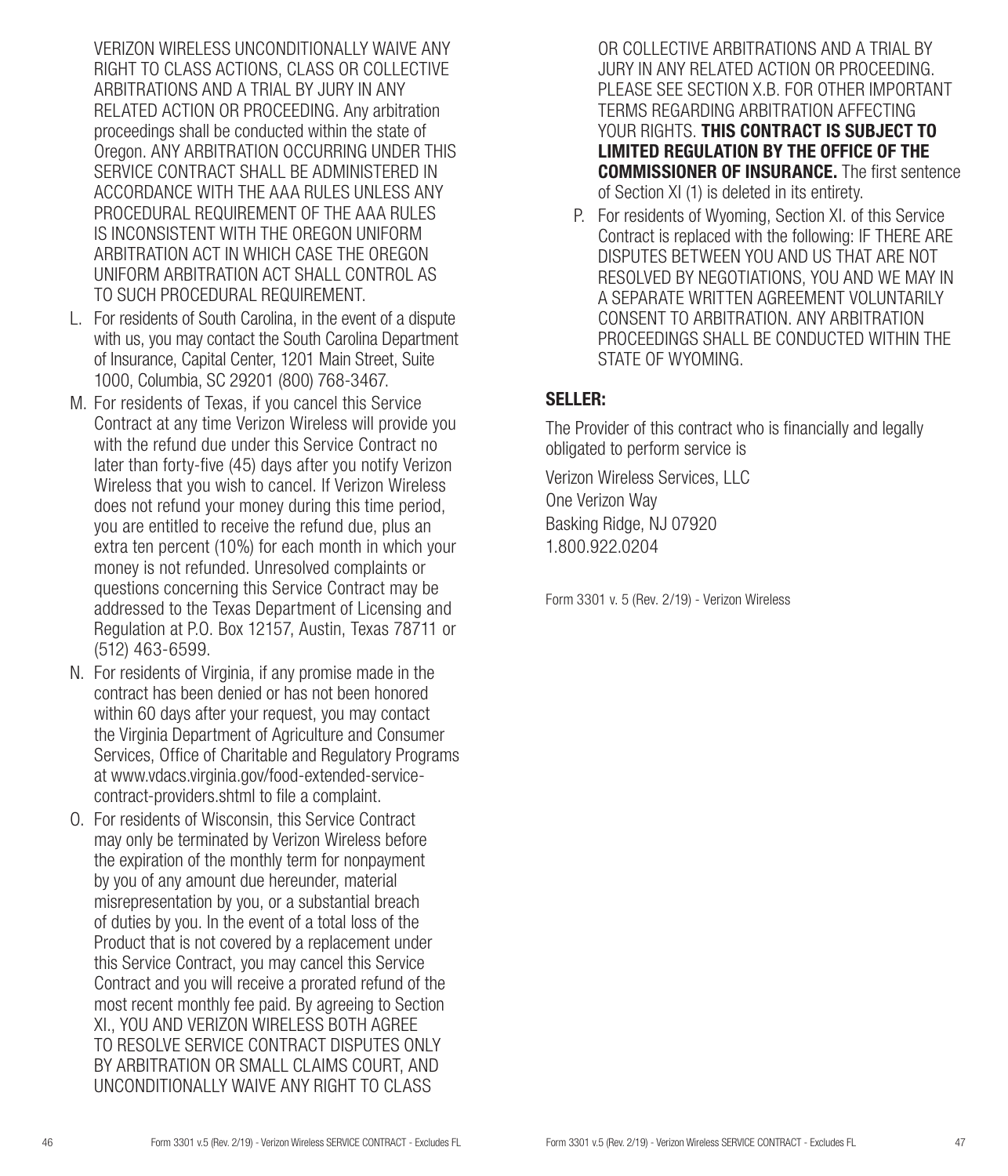VERIZON WIRELESS UNCONDITIONALLY WAIVE ANY RIGHT TO CLASS ACTIONS, CLASS OR COLLECTIVE ARBITRATIONS AND A TRIAL BY JURY IN ANY RELATED ACTION OR PROCEEDING. Any arbitration proceedings shall be conducted within the state of Oregon. ANY ARBITRATION OCCURRING UNDER THIS SERVICE CONTRACT SHALL BE ADMINISTERED IN ACCORDANCE WITH THE AAA RULES UNLESS ANY PROCEDURAL REQUIREMENT OF THE AAA RULES IS INCONSISTENT WITH THE OREGON UNIFORM ARBITRATION ACT IN WHICH CASE THE OREGON UNIFORM ARBITRATION ACT SHALL CONTROL AS TO SUCH PROCEDURAL REQUIREMENT.

L. For residents of South Carolina, in the event of a dispute with us, you may contact the South Carolina Department of Insurance, Capital Center, 1201 Main Street, Suite 1000, Columbia, SC 29201 (800) 768-3467.

M. For residents of Texas, if you cancel this Service Contract at any time Verizon Wireless will provide you with the refund due under this Service Contract no later than forty-five (45) days after you notify Verizon Wireless that you wish to cancel. If Verizon Wireless does not refund your money during this time period, you are entitled to receive the refund due, plus an extra ten percent (10%) for each month in which your money is not refunded. Unresolved complaints or questions concerning this Service Contract may be addressed to the Texas Department of Licensing and Regulation at P.O. Box 12157, Austin, Texas 78711 or (512) 463-6599.

N. For residents of Virginia, if any promise made in the contract has been denied or has not been honored within 60 days after your request, you may contact the Virginia Department of Agriculture and Consumer Services, Office of Charitable and Regulatory Programs at www.vdacs.virginia.gov/food-extended-service-contract-providers.shtml to file a complaint.

O. For residents of Wisconsin, this Service Contract may only be terminated by Verizon Wireless before the expiration of the monthly term for nonpayment by you of any amount due hereunder, material misrepresentation by you, or a substantial breach of duties by you. In the event of a total loss of the Product that is not covered by a replacement under this Service Contract, you may cancel this Service Contract and you will receive a prorated refund of the most recent monthly fee paid. By agreeing to Section XI., YOU AND VERIZON WIRELESS BOTH AGREE TO RESOLVE SERVICE CONTRACT DISPUTES ONLY BY ARBITRATION OR SMALL CLAIMS COURT, AND UNCONDITIONALLY WAIVE ANY RIGHT TO CLASS OR COLLECTIVE ARBITRATIONS AND A TRIAL BY JURY IN ANY RELATED ACTION OR PROCEEDING. PLEASE SEE SECTION X.B. FOR OTHER IMPORTANT TERMS REGARDING ARBITRATION AFFECTING YOUR RIGHTS. **THIS CONTRACT IS SUBJECT TO LIMITED REGULATION BY THE OFFICE OF THE COMMISSIONER OF INSURANCE.** The first sentence of Section XI (1) is deleted in its entirety.

P. For residents of Wyoming, Section XI. of this Service Contract is replaced with the following: IF THERE ARE DISPUTES BETWEEN YOU AND US THAT ARE NOT RESOLVED BY NEGOTIATIONS, YOU AND WE MAY IN A SEPARATE WRITTEN AGREEMENT VOLUNTARILY CONSENT TO ARBITRATION. ANY ARBITRATION PROCEEDINGS SHALL BE CONDUCTED WITHIN THE STATE OF WYOMING.

## SELLER:

The Provider of this contract who is financially and legally obligated to perform service is

Verizon Wireless Services, LLC
One Verizon Way
Basking Ridge, NJ 07920
1.800.922.0204

Form 3301 v. 5 (Rev. 2/19) - Verizon Wireless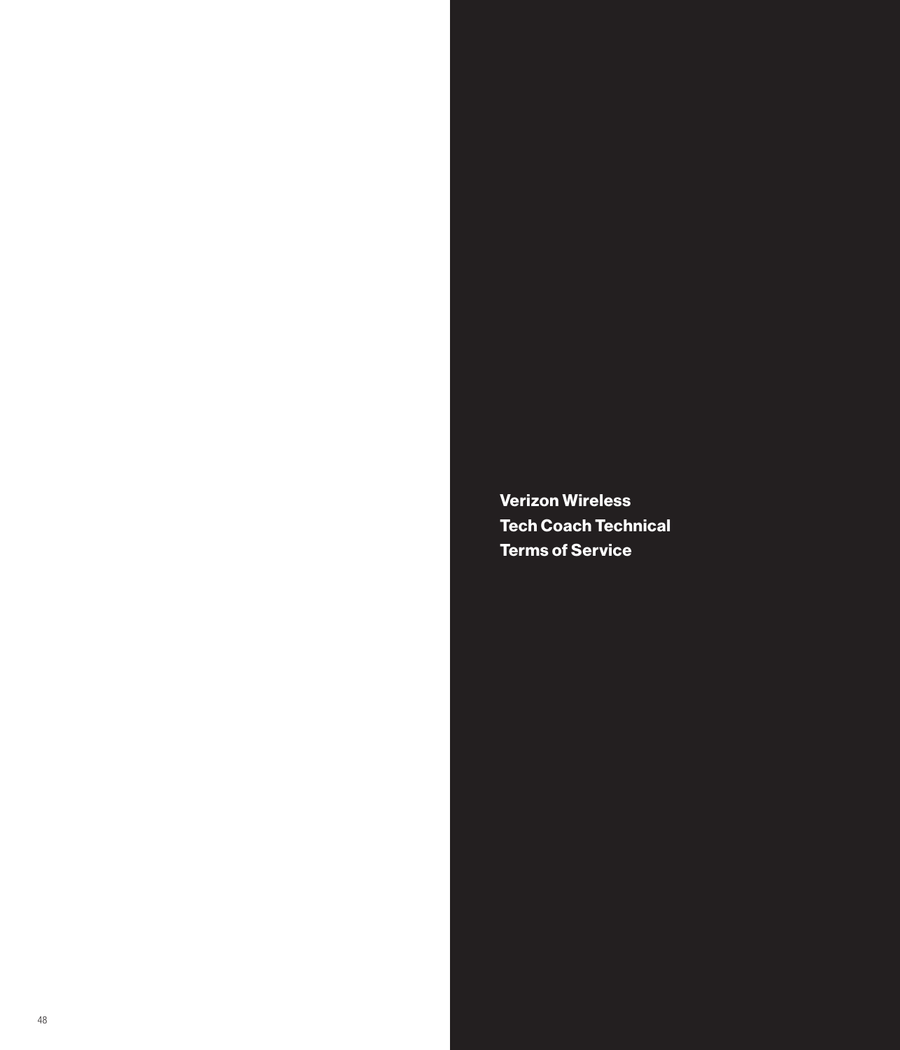# Verizon Wireless Tech Coach Technical Terms of Service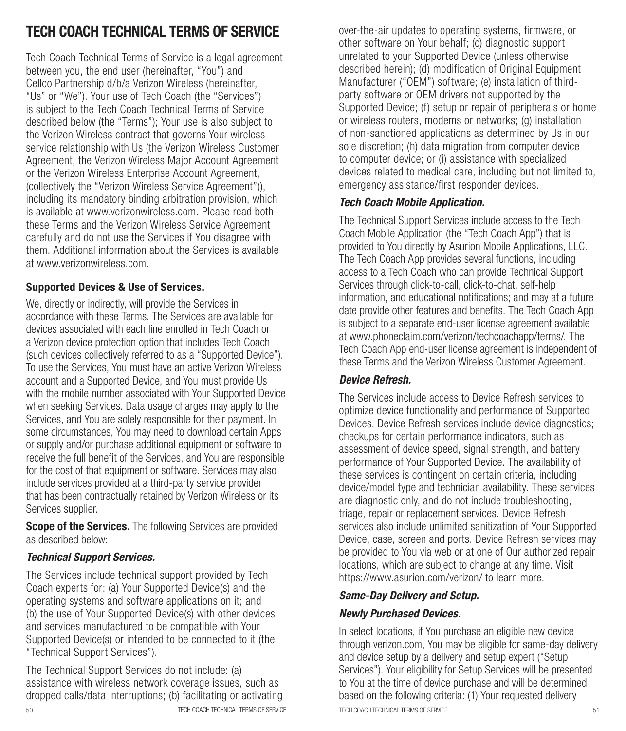# TECH COACH TECHNICAL TERMS OF SERVICE

Tech Coach Technical Terms of Service is a legal agreement between you, the end user (hereinafter, "You") and Cellco Partnership d/b/a Verizon Wireless (hereinafter, "Us" or "We"). Your use of Tech Coach (the "Services") is subject to the Tech Coach Technical Terms of Service described below (the "Terms"); Your use is also subject to the Verizon Wireless contract that governs Your wireless service relationship with Us (the Verizon Wireless Customer Agreement, the Verizon Wireless Major Account Agreement or the Verizon Wireless Enterprise Account Agreement, (collectively the "Verizon Wireless Service Agreement")), including its mandatory binding arbitration provision, which is available at www.verizonwireless.com. Please read both these Terms and the Verizon Wireless Service Agreement carefully and do not use the Services if You disagree with them. Additional information about the Services is available at www.verizonwireless.com.

**Supported Devices & Use of Services.**

We, directly or indirectly, will provide the Services in accordance with these Terms. The Services are available for devices associated with each line enrolled in Tech Coach or a Verizon device protection option that includes Tech Coach (such devices collectively referred to as a "Supported Device"). To use the Services, You must have an active Verizon Wireless account and a Supported Device, and You must provide Us with the mobile number associated with Your Supported Device when seeking Services. Data usage charges may apply to the Services, and You are solely responsible for their payment. In some circumstances, You may need to download certain Apps or supply and/or purchase additional equipment or software to receive the full benefit of the Services, and You are responsible for the cost of that equipment or software. Services may also include services provided at a third-party service provider that has been contractually retained by Verizon Wireless or its Services supplier.

**Scope of the Services.** The following Services are provided as described below:

***Technical Support Services.***

The Services include technical support provided by Tech Coach experts for: (a) Your Supported Device(s) and the operating systems and software applications on it; and (b) the use of Your Supported Device(s) with other devices and services manufactured to be compatible with Your Supported Device(s) or intended to be connected to it (the "Technical Support Services").

The Technical Support Services do not include: (a) assistance with wireless network coverage issues, such as dropped calls/data interruptions; (b) facilitating or activating over-the-air updates to operating systems, firmware, or other software on Your behalf; (c) diagnostic support unrelated to your Supported Device (unless otherwise described herein); (d) modification of Original Equipment Manufacturer ("OEM") software; (e) installation of third-party software or OEM drivers not supported by the Supported Device; (f) setup or repair of peripherals or home or wireless routers, modems or networks; (g) installation of non-sanctioned applications as determined by Us in our sole discretion; (h) data migration from computer device to computer device; or (i) assistance with specialized devices related to medical care, including but not limited to, emergency assistance/first responder devices.

***Tech Coach Mobile Application.***

The Technical Support Services include access to the Tech Coach Mobile Application (the "Tech Coach App") that is provided to You directly by Asurion Mobile Applications, LLC. The Tech Coach App provides several functions, including access to a Tech Coach who can provide Technical Support Services through click-to-call, click-to-chat, self-help information, and educational notifications; and may at a future date provide other features and benefits. The Tech Coach App is subject to a separate end-user license agreement available at www.phoneclaim.com/verizon/techcoachapp/terms/. The Tech Coach App end-user license agreement is independent of these Terms and the Verizon Wireless Customer Agreement.

***Device Refresh.***

The Services include access to Device Refresh services to optimize device functionality and performance of Supported Devices. Device Refresh services include device diagnostics; checkups for certain performance indicators, such as assessment of device speed, signal strength, and battery performance of Your Supported Device. The availability of these services is contingent on certain criteria, including device/model type and technician availability. These services are diagnostic only, and do not include troubleshooting, triage, repair or replacement services. Device Refresh services also include unlimited sanitization of Your Supported Device, case, screen and ports. Device Refresh services may be provided to You via web or at one of Our authorized repair locations, which are subject to change at any time. Visit https://www.asurion.com/verizon/ to learn more.

***Same-Day Delivery and Setup.***

***Newly Purchased Devices.***

In select locations, if You purchase an eligible new device through verizon.com, You may be eligible for same-day delivery and device setup by a delivery and setup expert ("Setup Services"). Your eligibility for Setup Services will be presented to You at the time of device purchase and will be determined based on the following criteria: (1) Your requested delivery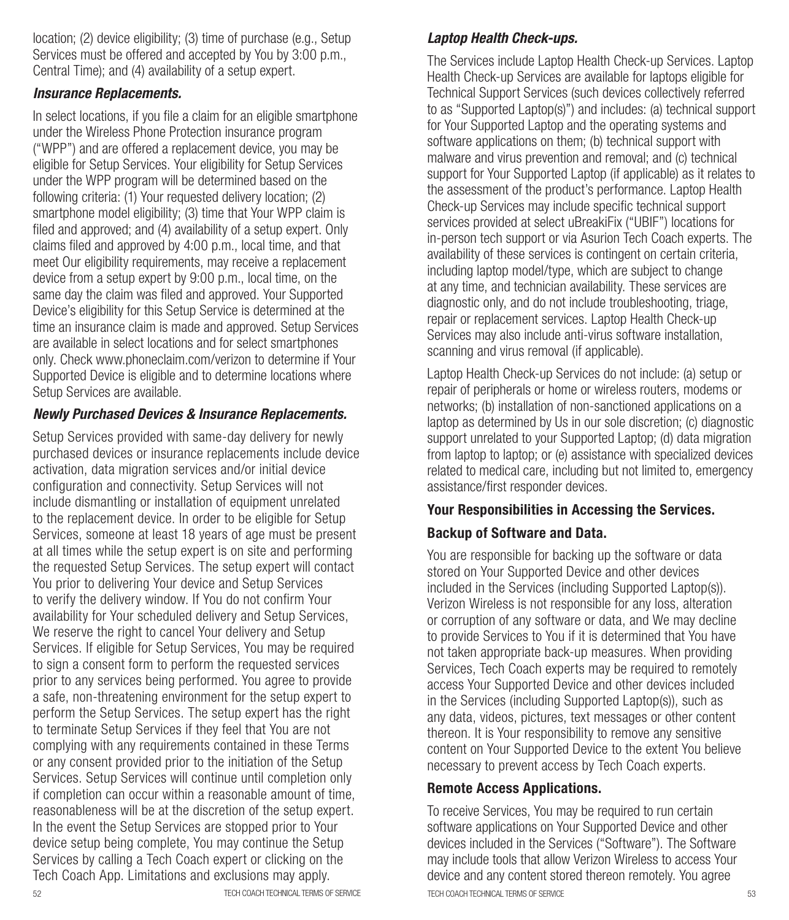location; (2) device eligibility; (3) time of purchase (e.g., Setup Services must be offered and accepted by You by 3:00 p.m., Central Time); and (4) availability of a setup expert.

### *Insurance Replacements.*

In select locations, if you file a claim for an eligible smartphone under the Wireless Phone Protection insurance program ("WPP") and are offered a replacement device, you may be eligible for Setup Services. Your eligibility for Setup Services under the WPP program will be determined based on the following criteria: (1) Your requested delivery location; (2) smartphone model eligibility; (3) time that Your WPP claim is filed and approved; and (4) availability of a setup expert. Only claims filed and approved by 4:00 p.m., local time, and that meet Our eligibility requirements, may receive a replacement device from a setup expert by 9:00 p.m., local time, on the same day the claim was filed and approved. Your Supported Device's eligibility for this Setup Service is determined at the time an insurance claim is made and approved. Setup Services are available in select locations and for select smartphones only. Check www.phoneclaim.com/verizon to determine if Your Supported Device is eligible and to determine locations where Setup Services are available.

### *Newly Purchased Devices & Insurance Replacements.*

Setup Services provided with same-day delivery for newly purchased devices or insurance replacements include device activation, data migration services and/or initial device configuration and connectivity. Setup Services will not include dismantling or installation of equipment unrelated to the replacement device. In order to be eligible for Setup Services, someone at least 18 years of age must be present at all times while the setup expert is on site and performing the requested Setup Services. The setup expert will contact You prior to delivering Your device and Setup Services to verify the delivery window. If You do not confirm Your availability for Your scheduled delivery and Setup Services, We reserve the right to cancel Your delivery and Setup Services. If eligible for Setup Services, You may be required to sign a consent form to perform the requested services prior to any services being performed. You agree to provide a safe, non-threatening environment for the setup expert to perform the Setup Services. The setup expert has the right to terminate Setup Services if they feel that You are not complying with any requirements contained in these Terms or any consent provided prior to the initiation of the Setup Services. Setup Services will continue until completion only if completion can occur within a reasonable amount of time, reasonableness will be at the discretion of the setup expert. In the event the Setup Services are stopped prior to Your device setup being complete, You may continue the Setup Services by calling a Tech Coach expert or clicking on the Tech Coach App. Limitations and exclusions may apply.

### *Laptop Health Check-ups.*

The Services include Laptop Health Check-up Services. Laptop Health Check-up Services are available for laptops eligible for Technical Support Services (such devices collectively referred to as "Supported Laptop(s)") and includes: (a) technical support for Your Supported Laptop and the operating systems and software applications on them; (b) technical support with malware and virus prevention and removal; and (c) technical support for Your Supported Laptop (if applicable) as it relates to the assessment of the product's performance. Laptop Health Check-up Services may include specific technical support services provided at select uBreakiFix ("UBIF") locations for in-person tech support or via Asurion Tech Coach experts. The availability of these services is contingent on certain criteria, including laptop model/type, which are subject to change at any time, and technician availability. These services are diagnostic only, and do not include troubleshooting, triage, repair or replacement services. Laptop Health Check-up Services may also include anti-virus software installation, scanning and virus removal (if applicable).

Laptop Health Check-up Services do not include: (a) setup or repair of peripherals or home or wireless routers, modems or networks; (b) installation of non-sanctioned applications on a laptop as determined by Us in our sole discretion; (c) diagnostic support unrelated to your Supported Laptop; (d) data migration from laptop to laptop; or (e) assistance with specialized devices related to medical care, including but not limited to, emergency assistance/first responder devices.

## Your Responsibilities in Accessing the Services.

### Backup of Software and Data.

You are responsible for backing up the software or data stored on Your Supported Device and other devices included in the Services (including Supported Laptop(s)). Verizon Wireless is not responsible for any loss, alteration or corruption of any software or data, and We may decline to provide Services to You if it is determined that You have not taken appropriate back-up measures. When providing Services, Tech Coach experts may be required to remotely access Your Supported Device and other devices included in the Services (including Supported Laptop(s)), such as any data, videos, pictures, text messages or other content thereon. It is Your responsibility to remove any sensitive content on Your Supported Device to the extent You believe necessary to prevent access by Tech Coach experts.

### Remote Access Applications.

To receive Services, You may be required to run certain software applications on Your Supported Device and other devices included in the Services ("Software"). The Software may include tools that allow Verizon Wireless to access Your device and any content stored thereon remotely. You agree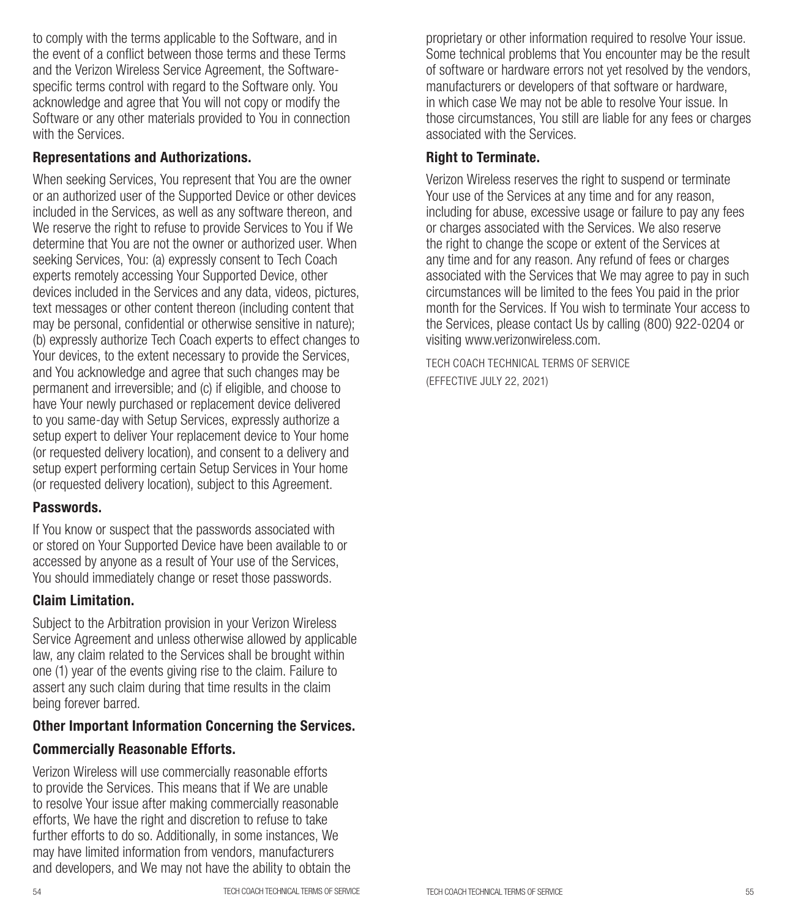to comply with the terms applicable to the Software, and in the event of a conflict between those terms and these Terms and the Verizon Wireless Service Agreement, the Software-specific terms control with regard to the Software only. You acknowledge and agree that You will not copy or modify the Software or any other materials provided to You in connection with the Services.

### Representations and Authorizations.

When seeking Services, You represent that You are the owner or an authorized user of the Supported Device or other devices included in the Services, as well as any software thereon, and We reserve the right to refuse to provide Services to You if We determine that You are not the owner or authorized user. When seeking Services, You: (a) expressly consent to Tech Coach experts remotely accessing Your Supported Device, other devices included in the Services and any data, videos, pictures, text messages or other content thereon (including content that may be personal, confidential or otherwise sensitive in nature); (b) expressly authorize Tech Coach experts to effect changes to Your devices, to the extent necessary to provide the Services, and You acknowledge and agree that such changes may be permanent and irreversible; and (c) if eligible, and choose to have Your newly purchased or replacement device delivered to you same-day with Setup Services, expressly authorize a setup expert to deliver Your replacement device to Your home (or requested delivery location), and consent to a delivery and setup expert performing certain Setup Services in Your home (or requested delivery location), subject to this Agreement.

### Passwords.

If You know or suspect that the passwords associated with or stored on Your Supported Device have been available to or accessed by anyone as a result of Your use of the Services, You should immediately change or reset those passwords.

### Claim Limitation.

Subject to the Arbitration provision in your Verizon Wireless Service Agreement and unless otherwise allowed by applicable law, any claim related to the Services shall be brought within one (1) year of the events giving rise to the claim. Failure to assert any such claim during that time results in the claim being forever barred.

### Other Important Information Concerning the Services.

### Commercially Reasonable Efforts.

Verizon Wireless will use commercially reasonable efforts to provide the Services. This means that if We are unable to resolve Your issue after making commercially reasonable efforts, We have the right and discretion to refuse to take further efforts to do so. Additionally, in some instances, We may have limited information from vendors, manufacturers and developers, and We may not have the ability to obtain the proprietary or other information required to resolve Your issue. Some technical problems that You encounter may be the result of software or hardware errors not yet resolved by the vendors, manufacturers or developers of that software or hardware, in which case We may not be able to resolve Your issue. In those circumstances, You still are liable for any fees or charges associated with the Services.

### Right to Terminate.

Verizon Wireless reserves the right to suspend or terminate Your use of the Services at any time and for any reason, including for abuse, excessive usage or failure to pay any fees or charges associated with the Services. We also reserve the right to change the scope or extent of the Services at any time and for any reason. Any refund of fees or charges associated with the Services that We may agree to pay in such circumstances will be limited to the fees You paid in the prior month for the Services. If You wish to terminate Your access to the Services, please contact Us by calling (800) 922-0204 or visiting www.verizonwireless.com.

TECH COACH TECHNICAL TERMS OF SERVICE
(EFFECTIVE JULY 22, 2021)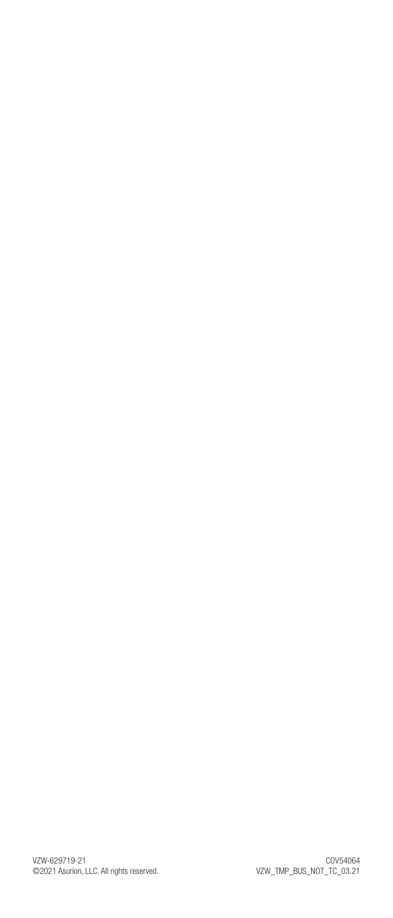VZW-629719-21
©2021 Asurion, LLC. All rights reserved.

COV54064
VZW_TMP_BUS_NOT_TC_03.21